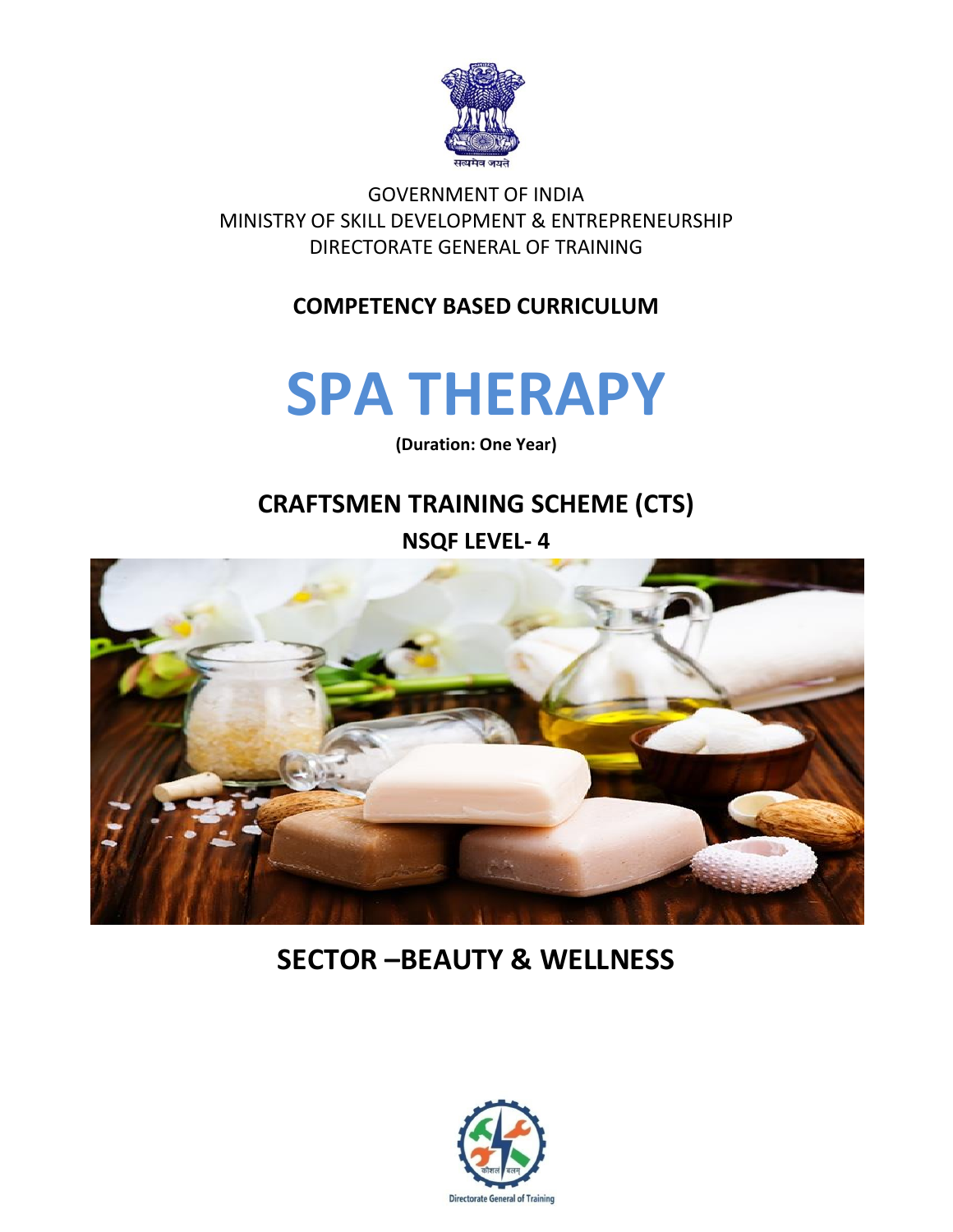सत्यमेव जयते

GOVERNMENT OF INDIA
MINISTRY OF SKILL DEVELOPMENT & ENTREPRENEURSHIP
DIRECTORATE GENERAL OF TRAINING

**COMPETENCY BASED CURRICULUM**

# SPA THERAPY

**(Duration: One Year)**

## CRAFTSMEN TRAINING SCHEME (CTS)

**NSQF LEVEL- 4**

## SECTOR –BEAUTY & WELLNESS

कौशल बलम्

Directorate General of Training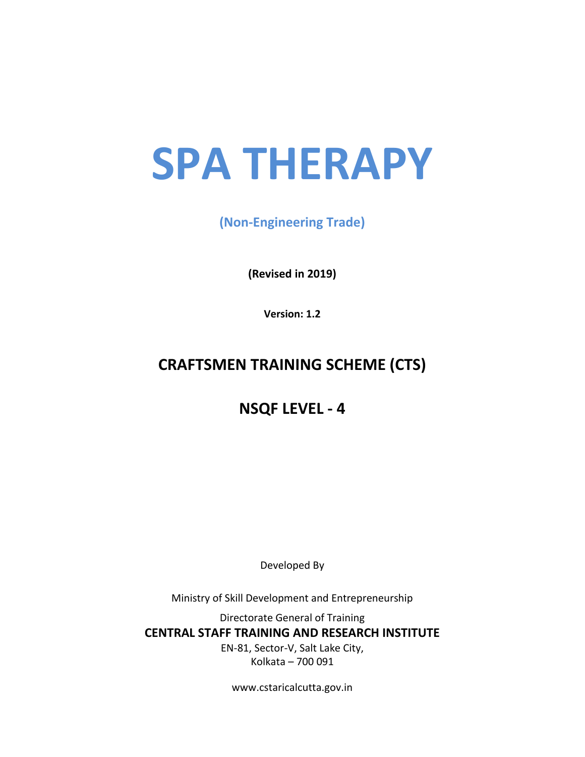# SPA THERAPY

**(Non-Engineering Trade)**

**(Revised in 2019)**

**Version: 1.2**

## CRAFTSMEN TRAINING SCHEME (CTS)

## NSQF LEVEL - 4

Developed By

Ministry of Skill Development and Entrepreneurship

Directorate General of Training

**CENTRAL STAFF TRAINING AND RESEARCH INSTITUTE**

EN-81, Sector-V, Salt Lake City,

Kolkata – 700 091

www.cstaricalcutta.gov.in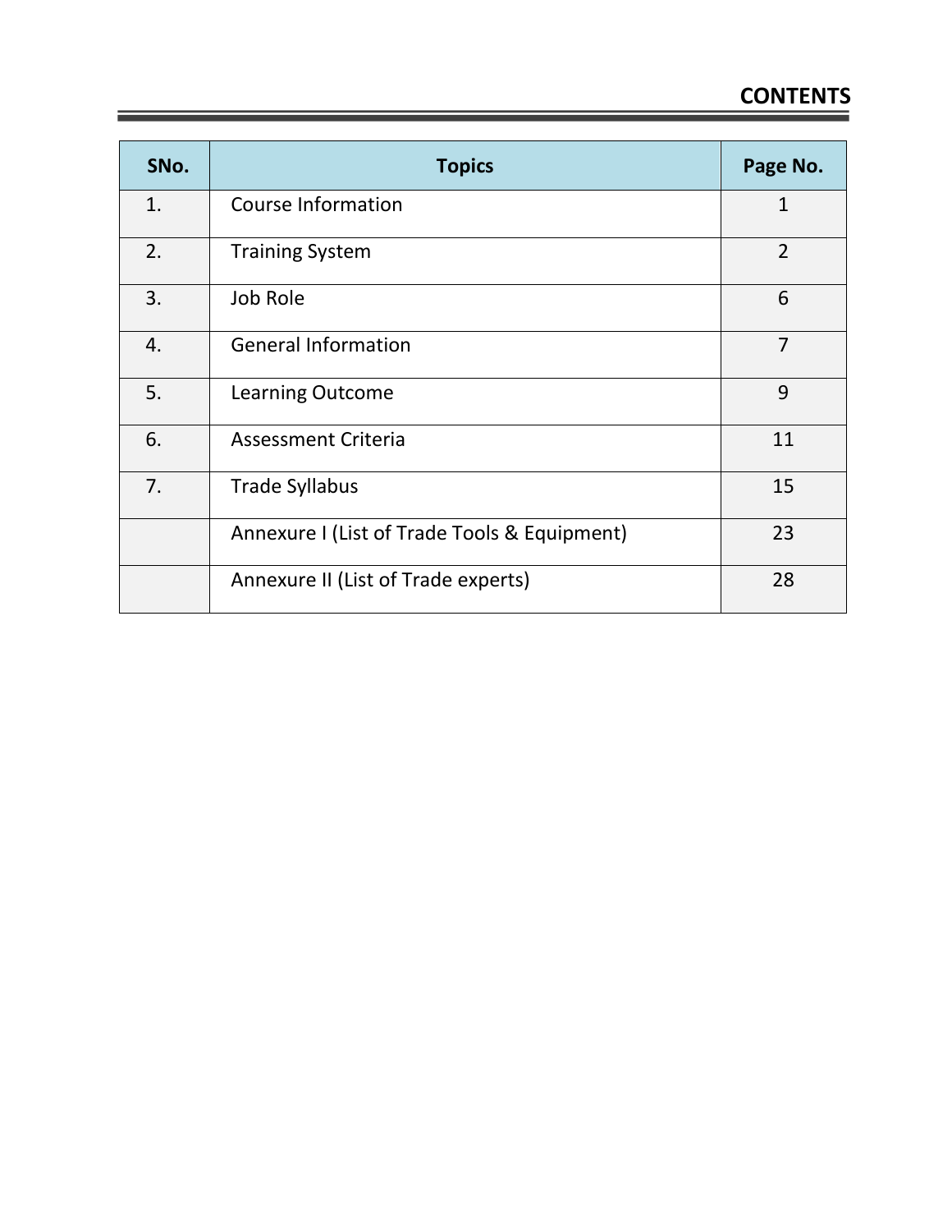# CONTENTS

| SNo. | Topics | Page No. |
|---|---|---|
| 1. | Course Information | 1 |
| 2. | Training System | 2 |
| 3. | Job Role | 6 |
| 4. | General Information | 7 |
| 5. | Learning Outcome | 9 |
| 6. | Assessment Criteria | 11 |
| 7. | Trade Syllabus | 15 |
| | Annexure I (List of Trade Tools & Equipment) | 23 |
| | Annexure II (List of Trade experts) | 28 |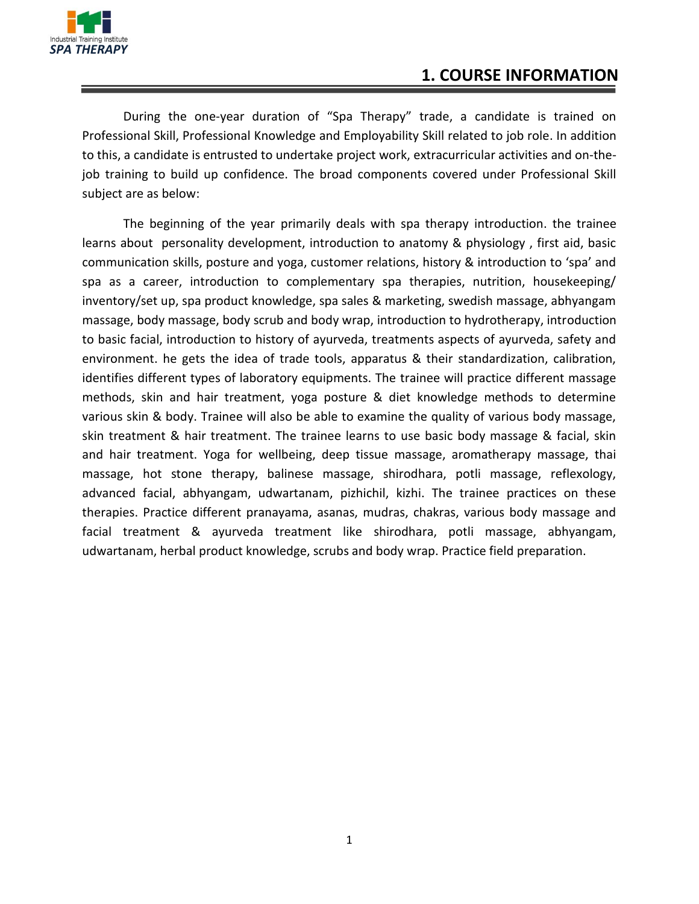# 1. COURSE INFORMATION

During the one-year duration of “Spa Therapy” trade, a candidate is trained on Professional Skill, Professional Knowledge and Employability Skill related to job role. In addition to this, a candidate is entrusted to undertake project work, extracurricular activities and on-the-job training to build up confidence. The broad components covered under Professional Skill subject are as below:

The beginning of the year primarily deals with spa therapy introduction. the trainee learns about personality development, introduction to anatomy & physiology , first aid, basic communication skills, posture and yoga, customer relations, history & introduction to ‘spa’ and spa as a career, introduction to complementary spa therapies, nutrition, housekeeping/ inventory/set up, spa product knowledge, spa sales & marketing, swedish massage, abhyangam massage, body massage, body scrub and body wrap, introduction to hydrotherapy, introduction to basic facial, introduction to history of ayurveda, treatments aspects of ayurveda, safety and environment. he gets the idea of trade tools, apparatus & their standardization, calibration, identifies different types of laboratory equipments. The trainee will practice different massage methods, skin and hair treatment, yoga posture & diet knowledge methods to determine various skin & body. Trainee will also be able to examine the quality of various body massage, skin treatment & hair treatment. The trainee learns to use basic body massage & facial, skin and hair treatment. Yoga for wellbeing, deep tissue massage, aromatherapy massage, thai massage, hot stone therapy, balinese massage, shirodhara, potli massage, reflexology, advanced facial, abhyangam, udwartanam, pizhichil, kizhi. The trainee practices on these therapies. Practice different pranayama, asanas, mudras, chakras, various body massage and facial treatment & ayurveda treatment like shirodhara, potli massage, abhyangam, udwartanam, herbal product knowledge, scrubs and body wrap. Practice field preparation.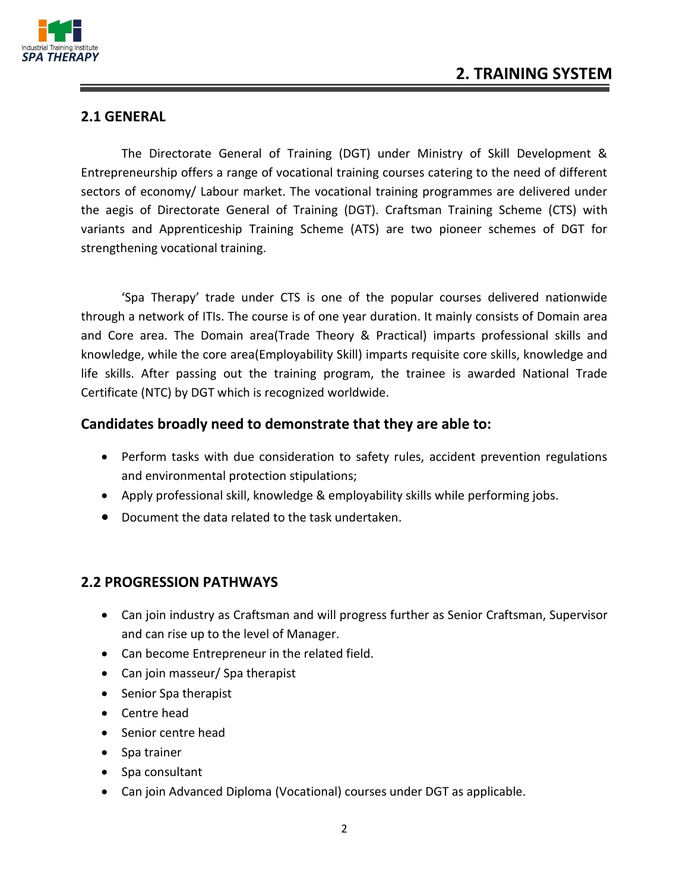## 2. TRAINING SYSTEM

### 2.1 GENERAL

The Directorate General of Training (DGT) under Ministry of Skill Development & Entrepreneurship offers a range of vocational training courses catering to the need of different sectors of economy/ Labour market. The vocational training programmes are delivered under the aegis of Directorate General of Training (DGT). Craftsman Training Scheme (CTS) with variants and Apprenticeship Training Scheme (ATS) are two pioneer schemes of DGT for strengthening vocational training.

'Spa Therapy' trade under CTS is one of the popular courses delivered nationwide through a network of ITIs. The course is of one year duration. It mainly consists of Domain area and Core area. The Domain area(Trade Theory & Practical) imparts professional skills and knowledge, while the core area(Employability Skill) imparts requisite core skills, knowledge and life skills. After passing out the training program, the trainee is awarded National Trade Certificate (NTC) by DGT which is recognized worldwide.

**Candidates broadly need to demonstrate that they are able to:**

- Perform tasks with due consideration to safety rules, accident prevention regulations and environmental protection stipulations;
- Apply professional skill, knowledge & employability skills while performing jobs.
- Document the data related to the task undertaken.

### 2.2 PROGRESSION PATHWAYS

- Can join industry as Craftsman and will progress further as Senior Craftsman, Supervisor and can rise up to the level of Manager.
- Can become Entrepreneur in the related field.
- Can join masseur/ Spa therapist
- Senior Spa therapist
- Centre head
- Senior centre head
- Spa trainer
- Spa consultant
- Can join Advanced Diploma (Vocational) courses under DGT as applicable.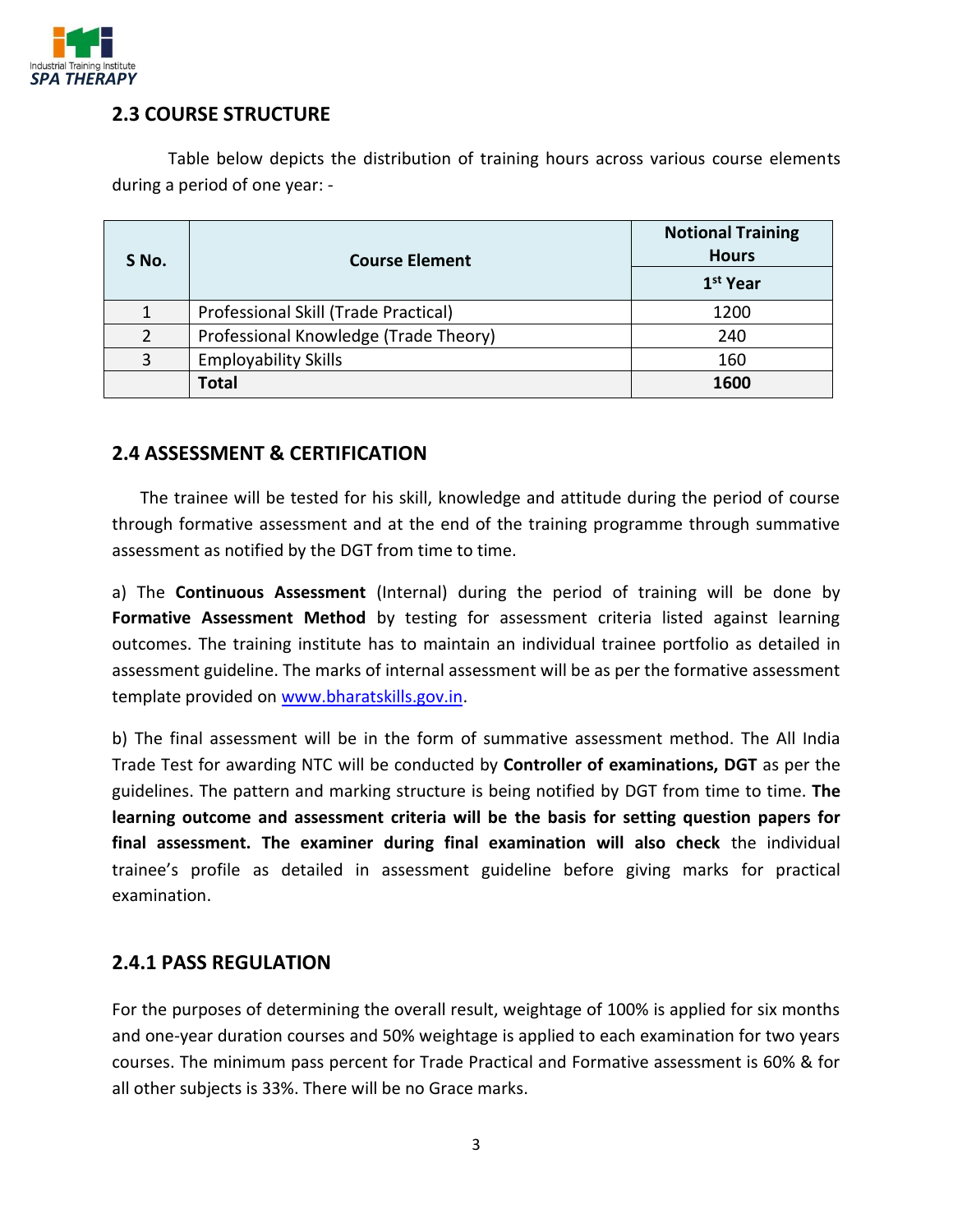## 2.3 COURSE STRUCTURE

Table below depicts the distribution of training hours across various course elements during a period of one year: -

| S No. | Course Element | Notional Training Hours |
|---|---|---|
| | | 1st Year |
| 1 | Professional Skill (Trade Practical) | 1200 |
| 2 | Professional Knowledge (Trade Theory) | 240 |
| 3 | Employability Skills | 160 |
| | **Total** | **1600** |

## 2.4 ASSESSMENT & CERTIFICATION

The trainee will be tested for his skill, knowledge and attitude during the period of course through formative assessment and at the end of the training programme through summative assessment as notified by the DGT from time to time.

a) The **Continuous Assessment** (Internal) during the period of training will be done by **Formative Assessment Method** by testing for assessment criteria listed against learning outcomes. The training institute has to maintain an individual trainee portfolio as detailed in assessment guideline. The marks of internal assessment will be as per the formative assessment template provided on www.bharatskills.gov.in.

b) The final assessment will be in the form of summative assessment method. The All India Trade Test for awarding NTC will be conducted by **Controller of examinations, DGT** as per the guidelines. The pattern and marking structure is being notified by DGT from time to time. **The learning outcome and assessment criteria will be the basis for setting question papers for final assessment. The examiner during final examination will also check** the individual trainee's profile as detailed in assessment guideline before giving marks for practical examination.

### 2.4.1 PASS REGULATION

For the purposes of determining the overall result, weightage of 100% is applied for six months and one-year duration courses and 50% weightage is applied to each examination for two years courses. The minimum pass percent for Trade Practical and Formative assessment is 60% & for all other subjects is 33%. There will be no Grace marks.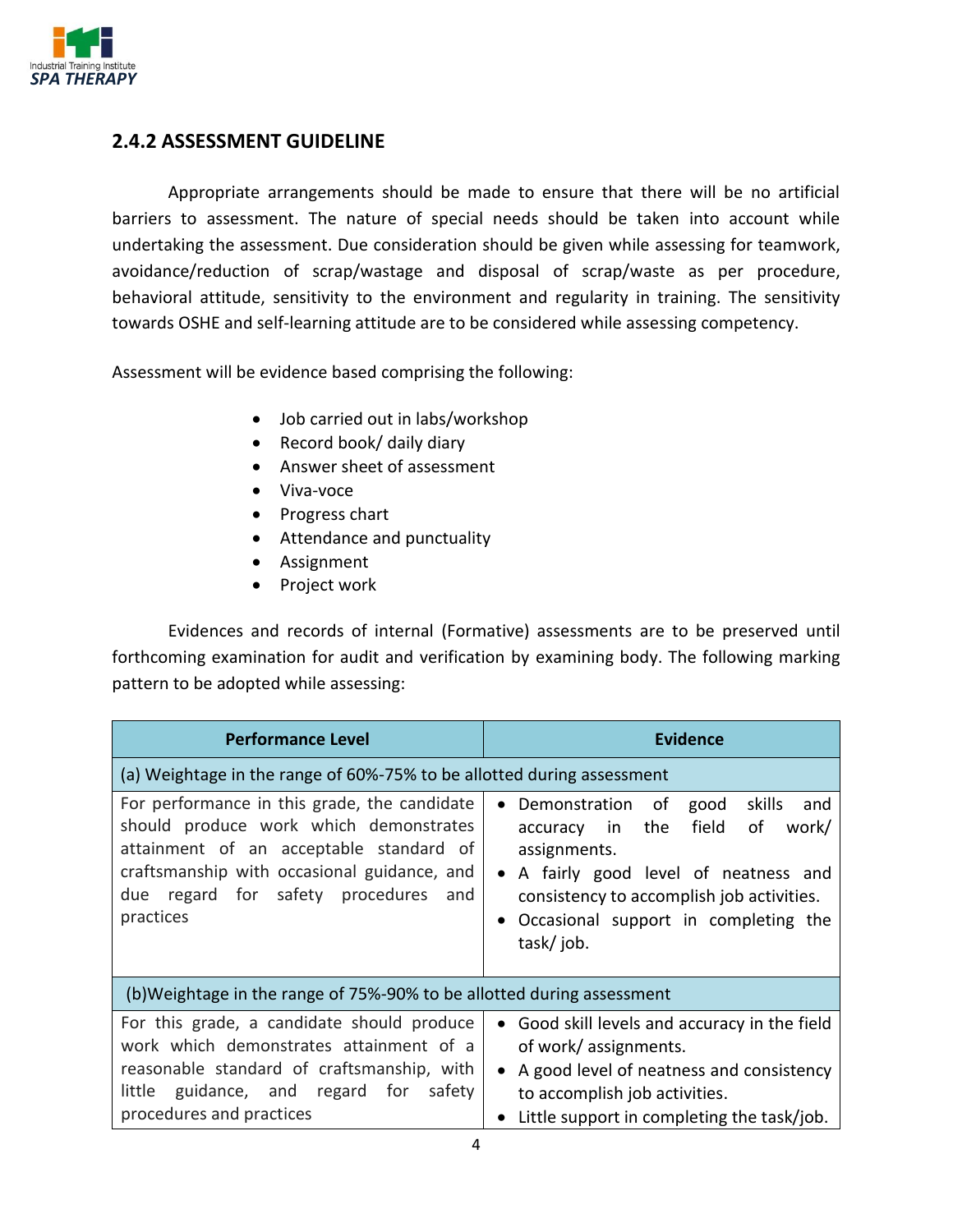## 2.4.2 ASSESSMENT GUIDELINE

Appropriate arrangements should be made to ensure that there will be no artificial barriers to assessment. The nature of special needs should be taken into account while undertaking the assessment. Due consideration should be given while assessing for teamwork, avoidance/reduction of scrap/wastage and disposal of scrap/waste as per procedure, behavioral attitude, sensitivity to the environment and regularity in training. The sensitivity towards OSHE and self-learning attitude are to be considered while assessing competency.

Assessment will be evidence based comprising the following:

- Job carried out in labs/workshop
- Record book/ daily diary
- Answer sheet of assessment
- Viva-voce
- Progress chart
- Attendance and punctuality
- Assignment
- Project work

Evidences and records of internal (Formative) assessments are to be preserved until forthcoming examination for audit and verification by examining body. The following marking pattern to be adopted while assessing:

| Performance Level | Evidence |
|---|---|
| (a) Weightage in the range of 60%-75% to be allotted during assessment | |
| For performance in this grade, the candidate should produce work which demonstrates attainment of an acceptable standard of craftsmanship with occasional guidance, and due regard for safety procedures and practices | • Demonstration of good skills and accuracy in the field of work/ assignments.<br>• A fairly good level of neatness and consistency to accomplish job activities.<br>• Occasional support in completing the task/ job. |
| (b)Weightage in the range of 75%-90% to be allotted during assessment | |
| For this grade, a candidate should produce work which demonstrates attainment of a reasonable standard of craftsmanship, with little guidance, and regard for safety procedures and practices | • Good skill levels and accuracy in the field of work/ assignments.<br>• A good level of neatness and consistency to accomplish job activities.<br>• Little support in completing the task/job. |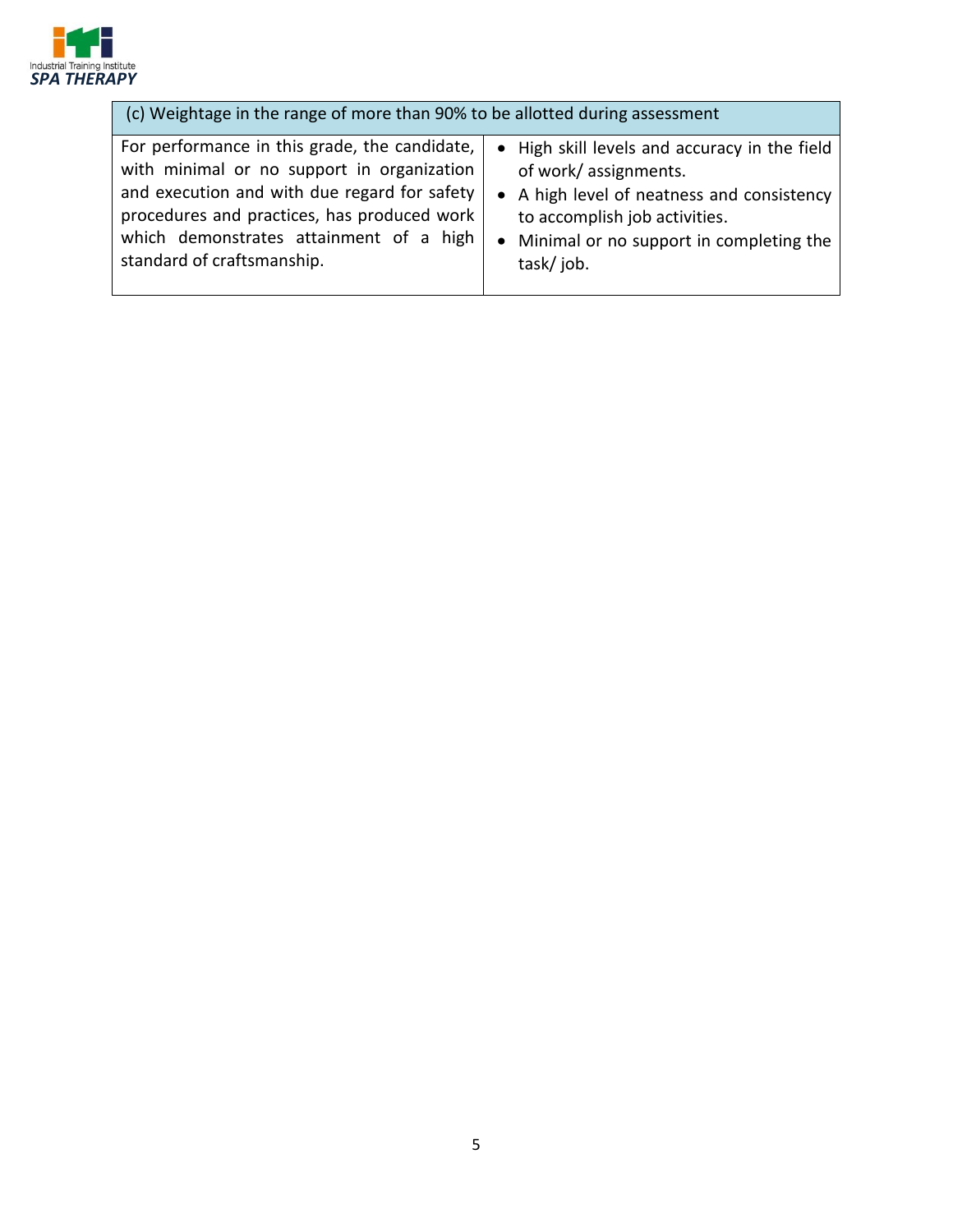| (c) Weightage in the range of more than 90% to be allotted during assessment | |
| --- | --- |
| For performance in this grade, the candidate, with minimal or no support in organization and execution and with due regard for safety procedures and practices, has produced work which demonstrates attainment of a high standard of craftsmanship. | • High skill levels and accuracy in the field of work/ assignments.<br>• A high level of neatness and consistency to accomplish job activities.<br>• Minimal or no support in completing the task/ job. |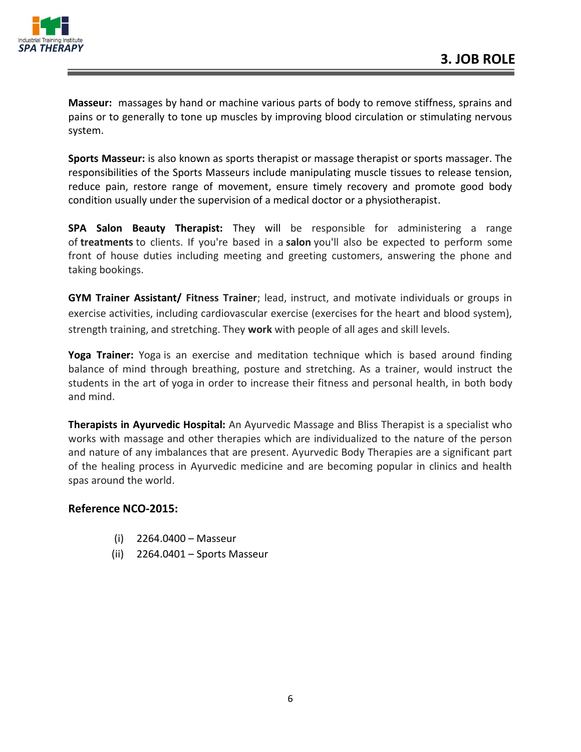## 3. JOB ROLE

**Masseur:** massages by hand or machine various parts of body to remove stiffness, sprains and pains or to generally to tone up muscles by improving blood circulation or stimulating nervous system.

**Sports Masseur:** is also known as sports therapist or massage therapist or sports massager. The responsibilities of the Sports Masseurs include manipulating muscle tissues to release tension, reduce pain, restore range of movement, ensure timely recovery and promote good body condition usually under the supervision of a medical doctor or a physiotherapist.

**SPA Salon Beauty Therapist:** They will be responsible for administering a range of **treatments** to clients. If you're based in a **salon** you'll also be expected to perform some front of house duties including meeting and greeting customers, answering the phone and taking bookings.

**GYM Trainer Assistant/ Fitness Trainer**; lead, instruct, and motivate individuals or groups in exercise activities, including cardiovascular exercise (exercises for the heart and blood system), strength training, and stretching. They **work** with people of all ages and skill levels.

**Yoga Trainer:** Yoga is an exercise and meditation technique which is based around finding balance of mind through breathing, posture and stretching. As a trainer, would instruct the students in the art of yoga in order to increase their fitness and personal health, in both body and mind.

**Therapists in Ayurvedic Hospital:** An Ayurvedic Massage and Bliss Therapist is a specialist who works with massage and other therapies which are individualized to the nature of the person and nature of any imbalances that are present. Ayurvedic Body Therapies are a significant part of the healing process in Ayurvedic medicine and are becoming popular in clinics and health spas around the world.

**Reference NCO-2015:**

(i) 2264.0400 – Masseur
(ii) 2264.0401 – Sports Masseur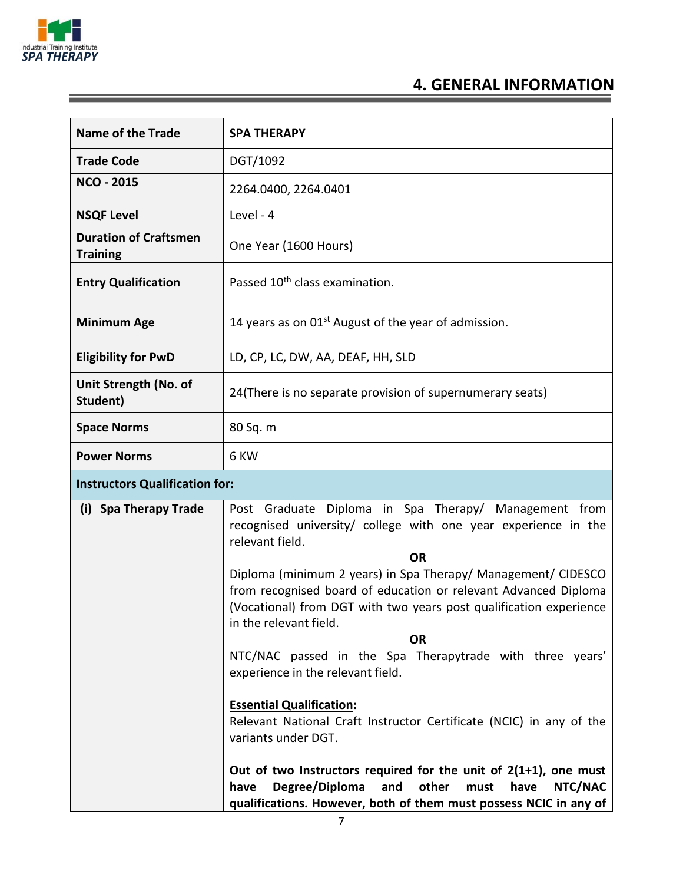# 4. GENERAL INFORMATION

| Name of the Trade | SPA THERAPY |
|---|---|
| Trade Code | DGT/1092 |
| NCO - 2015 | 2264.0400, 2264.0401 |
| NSQF Level | Level - 4 |
| Duration of Craftsmen Training | One Year (1600 Hours) |
| Entry Qualification | Passed 10th class examination. |
| Minimum Age | 14 years as on 01st August of the year of admission. |
| Eligibility for PwD | LD, CP, LC, DW, AA, DEAF, HH, SLD |
| Unit Strength (No. of Student) | 24(There is no separate provision of supernumerary seats) |
| Space Norms | 80 Sq. m |
| Power Norms | 6 KW |
| **Instructors Qualification for:** | |
| (i) Spa Therapy Trade | Post Graduate Diploma in Spa Therapy/ Management from recognised university/ college with one year experience in the relevant field. <br> **OR** <br> Diploma (minimum 2 years) in Spa Therapy/ Management/ CIDESCO from recognised board of education or relevant Advanced Diploma (Vocational) from DGT with two years post qualification experience in the relevant field. <br> **OR** <br> NTC/NAC passed in the Spa Therapytrade with three years' experience in the relevant field. <br><br> **Essential Qualification:** <br> Relevant National Craft Instructor Certificate (NCIC) in any of the variants under DGT. <br><br> **Out of two Instructors required for the unit of 2(1+1), one must have Degree/Diploma and other must have NTC/NAC qualifications. However, both of them must possess NCIC in any of** |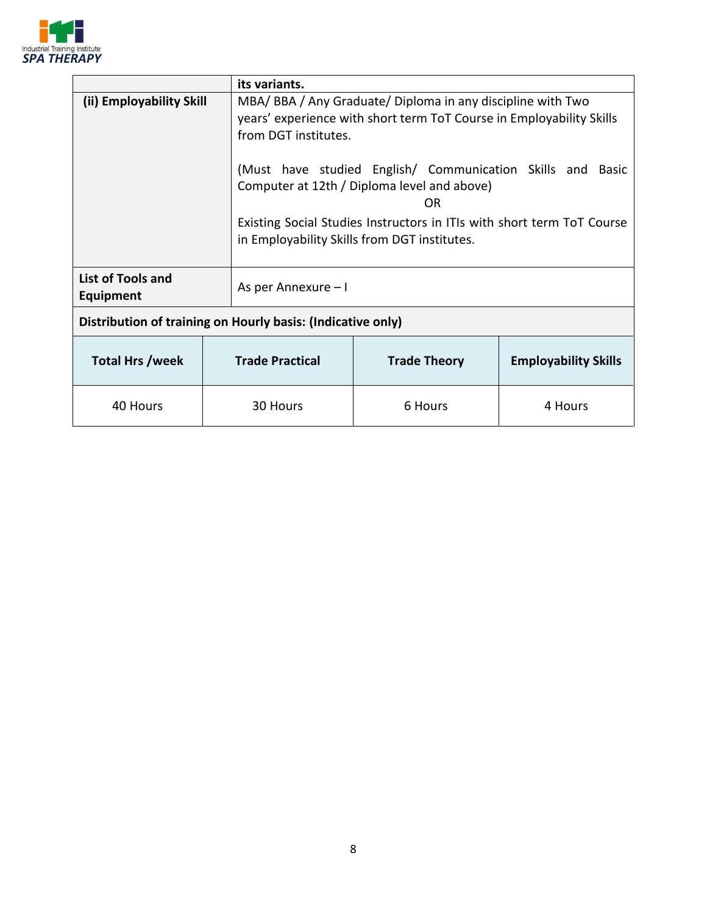| | |
|---|---|
| | **its variants.** |
| **(ii) Employability Skill** | MBA/ BBA / Any Graduate/ Diploma in any discipline with Two years' experience with short term ToT Course in Employability Skills from DGT institutes.<br><br>(Must have studied English/ Communication Skills and Basic Computer at 12th / Diploma level and above)<br>OR<br>Existing Social Studies Instructors in ITIs with short term ToT Course in Employability Skills from DGT institutes. |
| **List of Tools and Equipment** | As per Annexure – I |

**Distribution of training on Hourly basis: (Indicative only)**

| Total Hrs /week | Trade Practical | Trade Theory | Employability Skills |
|---|---|---|---|
| 40 Hours | 30 Hours | 6 Hours | 4 Hours |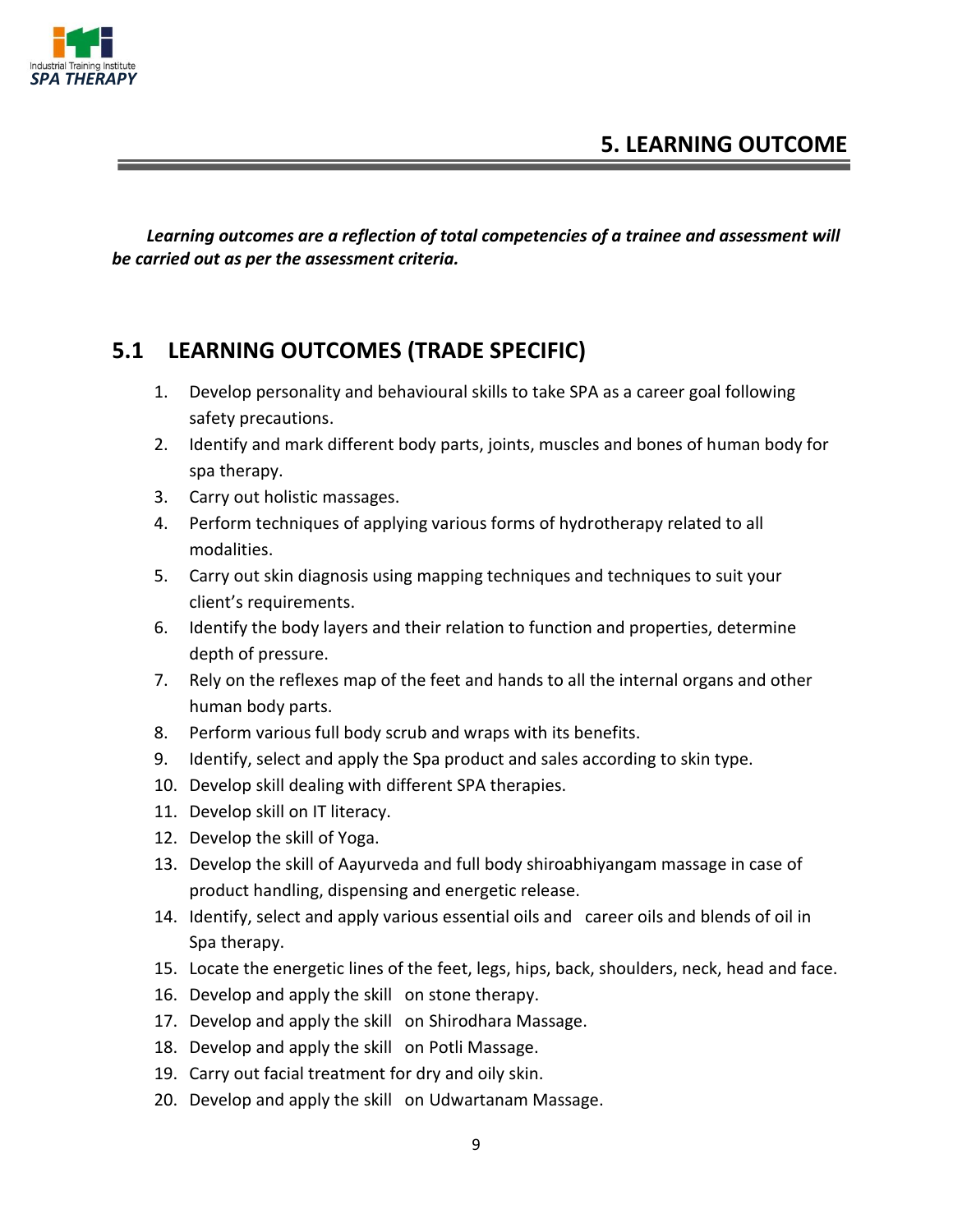# 5. LEARNING OUTCOME

***Learning outcomes are a reflection of total competencies of a trainee and assessment will be carried out as per the assessment criteria.***

## 5.1 LEARNING OUTCOMES (TRADE SPECIFIC)

1. Develop personality and behavioural skills to take SPA as a career goal following safety precautions.
2. Identify and mark different body parts, joints, muscles and bones of human body for spa therapy.
3. Carry out holistic massages.
4. Perform techniques of applying various forms of hydrotherapy related to all modalities.
5. Carry out skin diagnosis using mapping techniques and techniques to suit your client's requirements.
6. Identify the body layers and their relation to function and properties, determine depth of pressure.
7. Rely on the reflexes map of the feet and hands to all the internal organs and other human body parts.
8. Perform various full body scrub and wraps with its benefits.
9. Identify, select and apply the Spa product and sales according to skin type.
10. Develop skill dealing with different SPA therapies.
11. Develop skill on IT literacy.
12. Develop the skill of Yoga.
13. Develop the skill of Aayurveda and full body shiroabhiyangam massage in case of product handling, dispensing and energetic release.
14. Identify, select and apply various essential oils and career oils and blends of oil in Spa therapy.
15. Locate the energetic lines of the feet, legs, hips, back, shoulders, neck, head and face.
16. Develop and apply the skill on stone therapy.
17. Develop and apply the skill on Shirodhara Massage.
18. Develop and apply the skill on Potli Massage.
19. Carry out facial treatment for dry and oily skin.
20. Develop and apply the skill on Udwartanam Massage.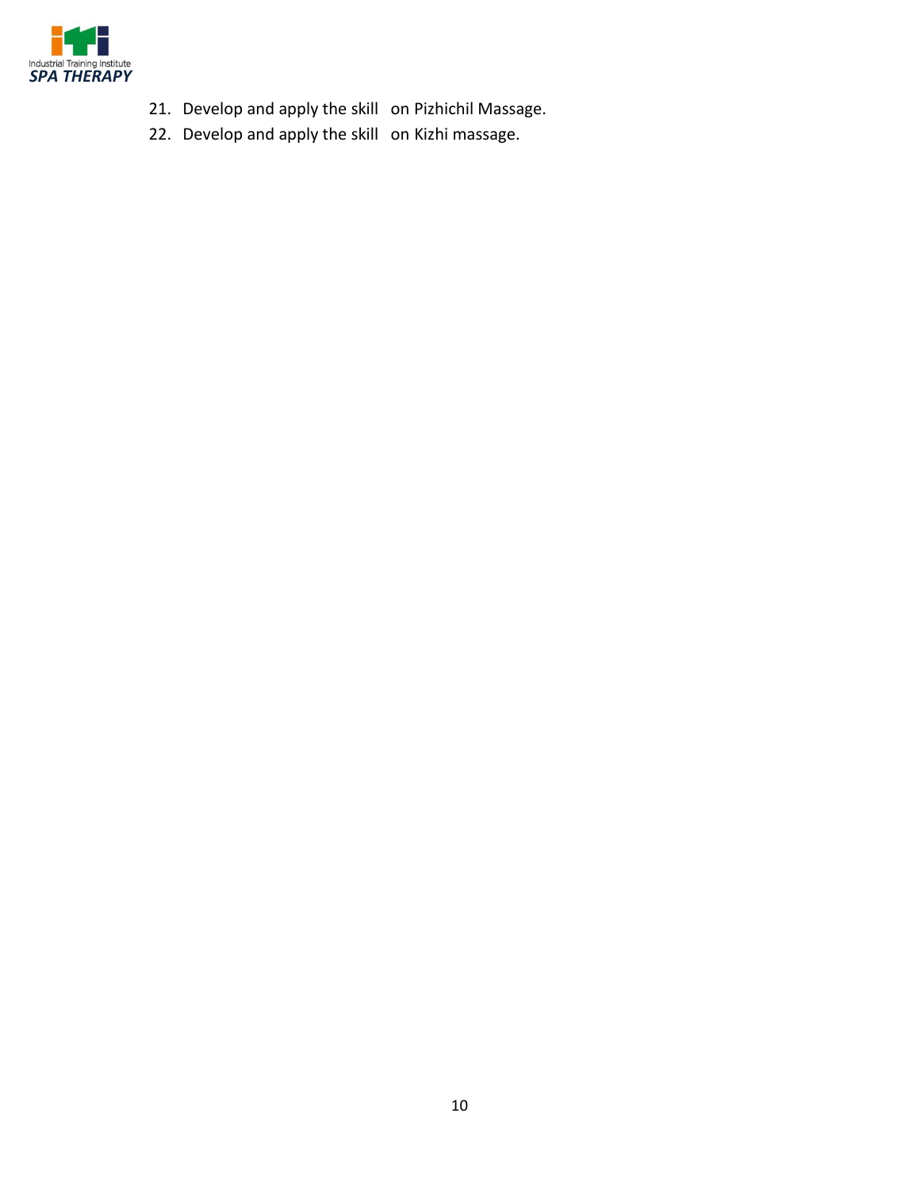21. Develop and apply the skill on Pizhichil Massage.
22. Develop and apply the skill on Kizhi massage.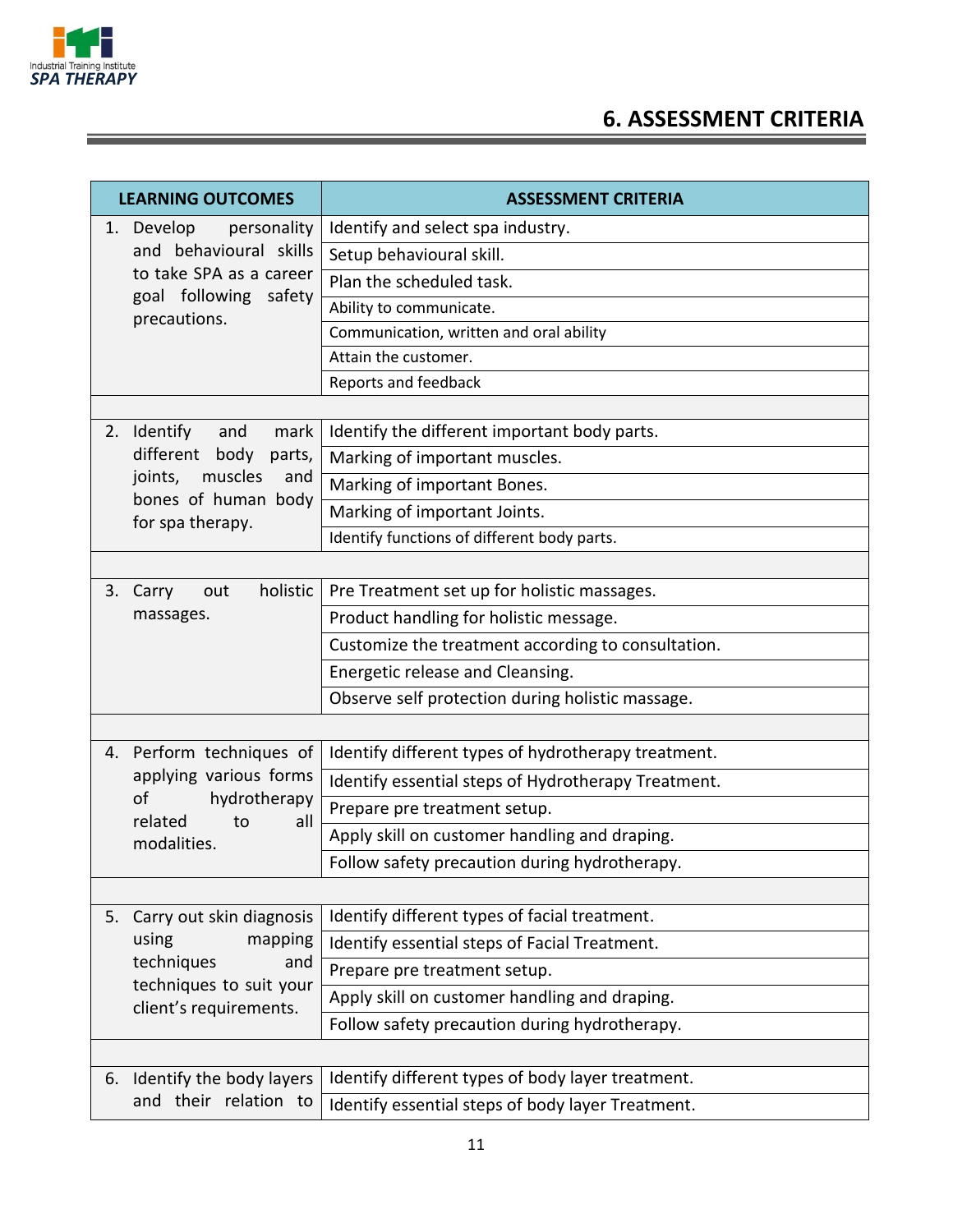## 6. ASSESSMENT CRITERIA

| LEARNING OUTCOMES | ASSESSMENT CRITERIA |
|---|---|
| 1. Develop personality and behavioural skills to take SPA as a career goal following safety precautions. | Identify and select spa industry. |
| | Setup behavioural skill. |
| | Plan the scheduled task. |
| | Ability to communicate. |
| | Communication, written and oral ability |
| | Attain the customer. |
| | Reports and feedback |
| | |
| 2. Identify and mark different body parts, joints, muscles and bones of human body for spa therapy. | Identify the different important body parts. |
| | Marking of important muscles. |
| | Marking of important Bones. |
| | Marking of important Joints. |
| | Identify functions of different body parts. |
| | |
| 3. Carry out holistic massages. | Pre Treatment set up for holistic massages. |
| | Product handling for holistic message. |
| | Customize the treatment according to consultation. |
| | Energetic release and Cleansing. |
| | Observe self protection during holistic massage. |
| | |
| 4. Perform techniques of applying various forms of hydrotherapy related to all modalities. | Identify different types of hydrotherapy treatment. |
| | Identify essential steps of Hydrotherapy Treatment. |
| | Prepare pre treatment setup. |
| | Apply skill on customer handling and draping. |
| | Follow safety precaution during hydrotherapy. |
| | |
| 5. Carry out skin diagnosis using mapping techniques and techniques to suit your client's requirements. | Identify different types of facial treatment. |
| | Identify essential steps of Facial Treatment. |
| | Prepare pre treatment setup. |
| | Apply skill on customer handling and draping. |
| | Follow safety precaution during hydrotherapy. |
| | |
| 6. Identify the body layers and their relation to | Identify different types of body layer treatment. |
| | Identify essential steps of body layer Treatment. |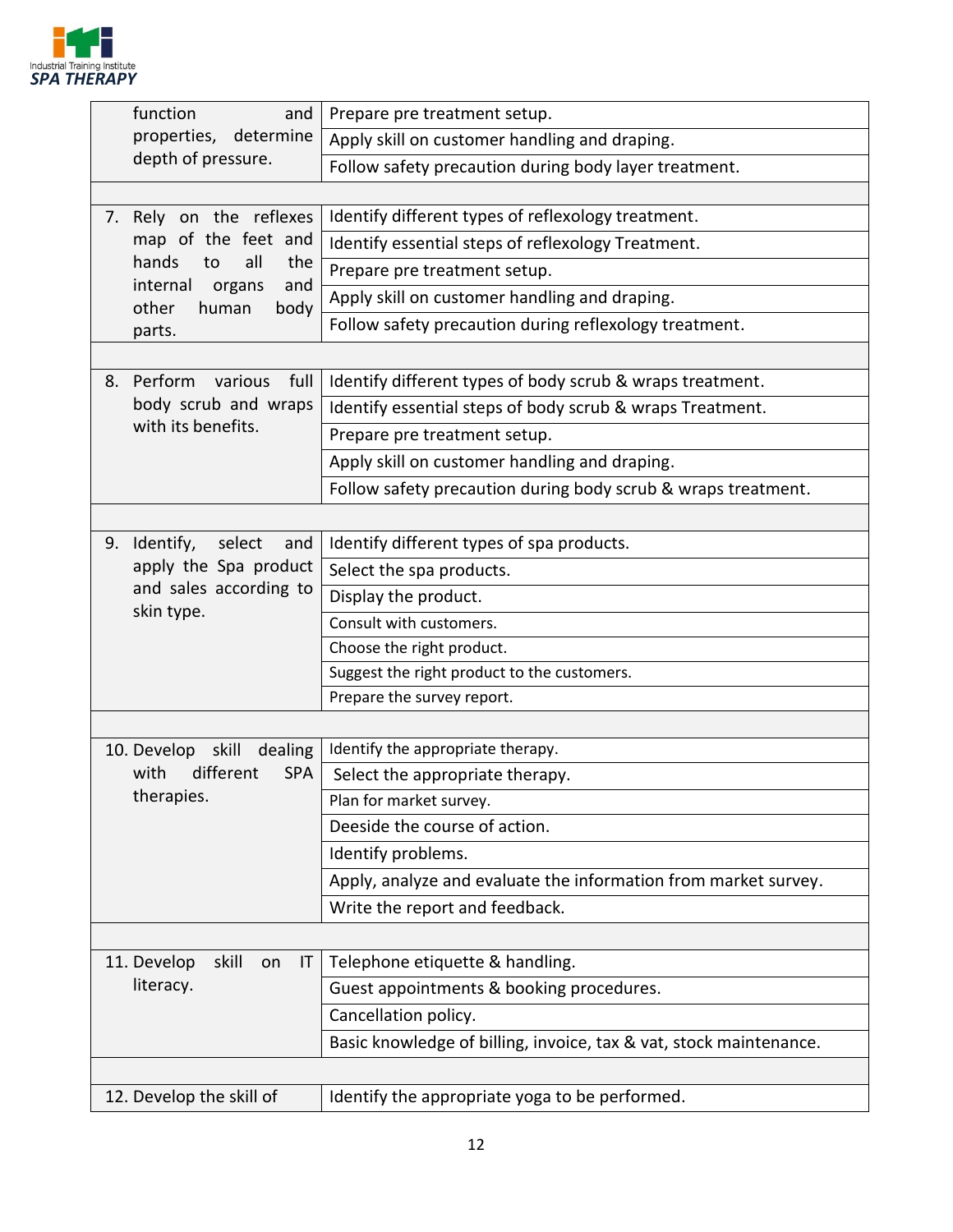| | |
|---|---|
| function and properties, determine depth of pressure. | Prepare pre treatment setup. |
| | Apply skill on customer handling and draping. |
| | Follow safety precaution during body layer treatment. |
| | |
| 7. Rely on the reflexes map of the feet and hands to all the internal organs and other human body parts. | Identify different types of reflexology treatment. |
| | Identify essential steps of reflexology Treatment. |
| | Prepare pre treatment setup. |
| | Apply skill on customer handling and draping. |
| | Follow safety precaution during reflexology treatment. |
| | |
| 8. Perform various full body scrub and wraps with its benefits. | Identify different types of body scrub & wraps treatment. |
| | Identify essential steps of body scrub & wraps Treatment. |
| | Prepare pre treatment setup. |
| | Apply skill on customer handling and draping. |
| | Follow safety precaution during body scrub & wraps treatment. |
| | |
| 9. Identify, select and apply the Spa product and sales according to skin type. | Identify different types of spa products. |
| | Select the spa products. |
| | Display the product. |
| | Consult with customers. |
| | Choose the right product. |
| | Suggest the right product to the customers. |
| | Prepare the survey report. |
| | |
| 10. Develop skill dealing with different SPA therapies. | Identify the appropriate therapy. |
| | Select the appropriate therapy. |
| | Plan for market survey. |
| | Deeside the course of action. |
| | Identify problems. |
| | Apply, analyze and evaluate the information from market survey. |
| | Write the report and feedback. |
| | |
| 11. Develop skill on IT literacy. | Telephone etiquette & handling. |
| | Guest appointments & booking procedures. |
| | Cancellation policy. |
| | Basic knowledge of billing, invoice, tax & vat, stock maintenance. |
| | |
| 12. Develop the skill of | Identify the appropriate yoga to be performed. |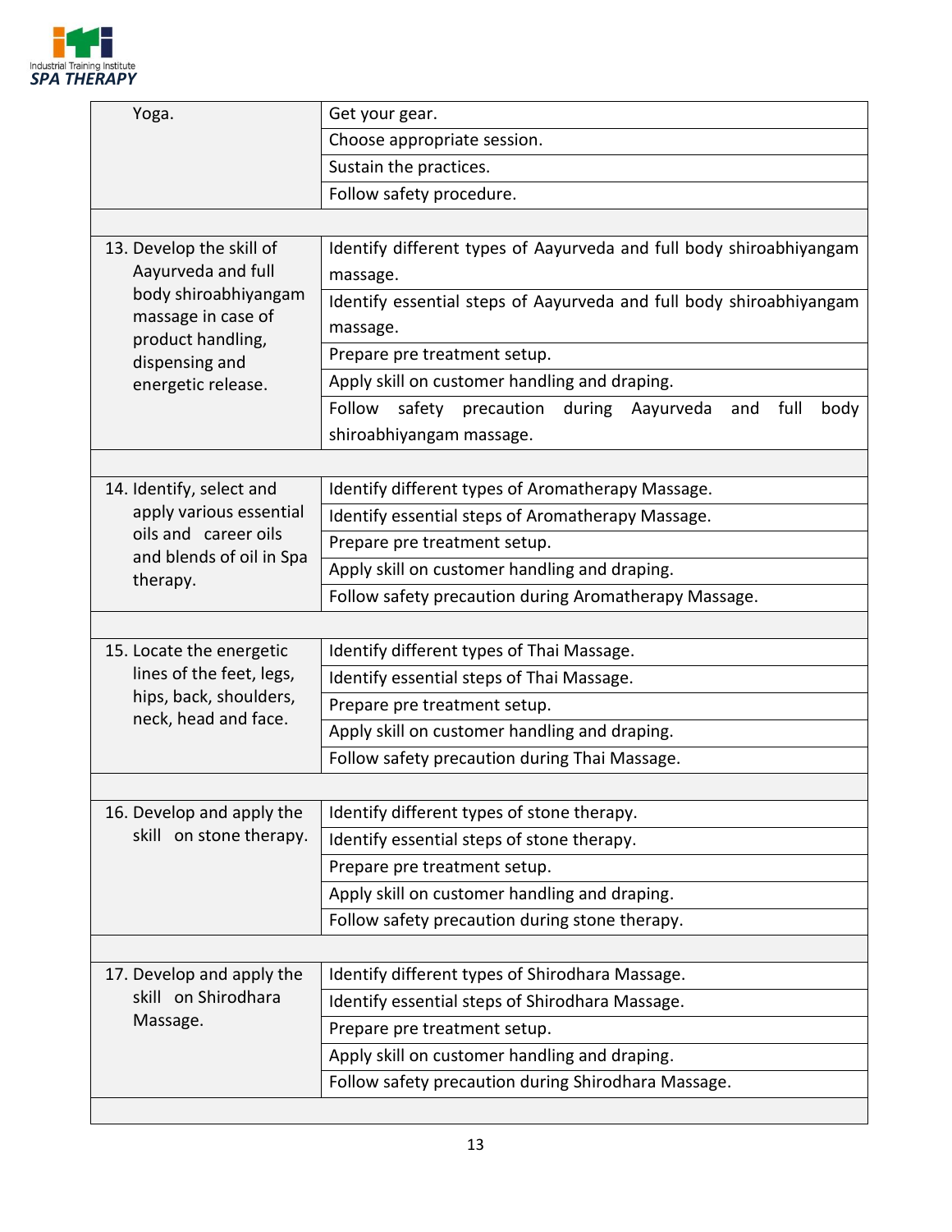| | |
|---|---|
| Yoga. | Get your gear. |
| | Choose appropriate session. |
| | Sustain the practices. |
| | Follow safety procedure. |
| | |
| 13. Develop the skill of Aayurveda and full body shiroabhiyangam massage in case of product handling, dispensing and energetic release. | Identify different types of Aayurveda and full body shiroabhiyangam massage. |
| | Identify essential steps of Aayurveda and full body shiroabhiyangam massage. |
| | Prepare pre treatment setup. |
| | Apply skill on customer handling and draping. |
| | Follow safety precaution during Aayurveda and full body shiroabhiyangam massage. |
| | |
| 14. Identify, select and apply various essential oils and career oils and blends of oil in Spa therapy. | Identify different types of Aromatherapy Massage. |
| | Identify essential steps of Aromatherapy Massage. |
| | Prepare pre treatment setup. |
| | Apply skill on customer handling and draping. |
| | Follow safety precaution during Aromatherapy Massage. |
| | |
| 15. Locate the energetic lines of the feet, legs, hips, back, shoulders, neck, head and face. | Identify different types of Thai Massage. |
| | Identify essential steps of Thai Massage. |
| | Prepare pre treatment setup. |
| | Apply skill on customer handling and draping. |
| | Follow safety precaution during Thai Massage. |
| | |
| 16. Develop and apply the skill on stone therapy. | Identify different types of stone therapy. |
| | Identify essential steps of stone therapy. |
| | Prepare pre treatment setup. |
| | Apply skill on customer handling and draping. |
| | Follow safety precaution during stone therapy. |
| | |
| 17. Develop and apply the skill on Shirodhara Massage. | Identify different types of Shirodhara Massage. |
| | Identify essential steps of Shirodhara Massage. |
| | Prepare pre treatment setup. |
| | Apply skill on customer handling and draping. |
| | Follow safety precaution during Shirodhara Massage. |
| | |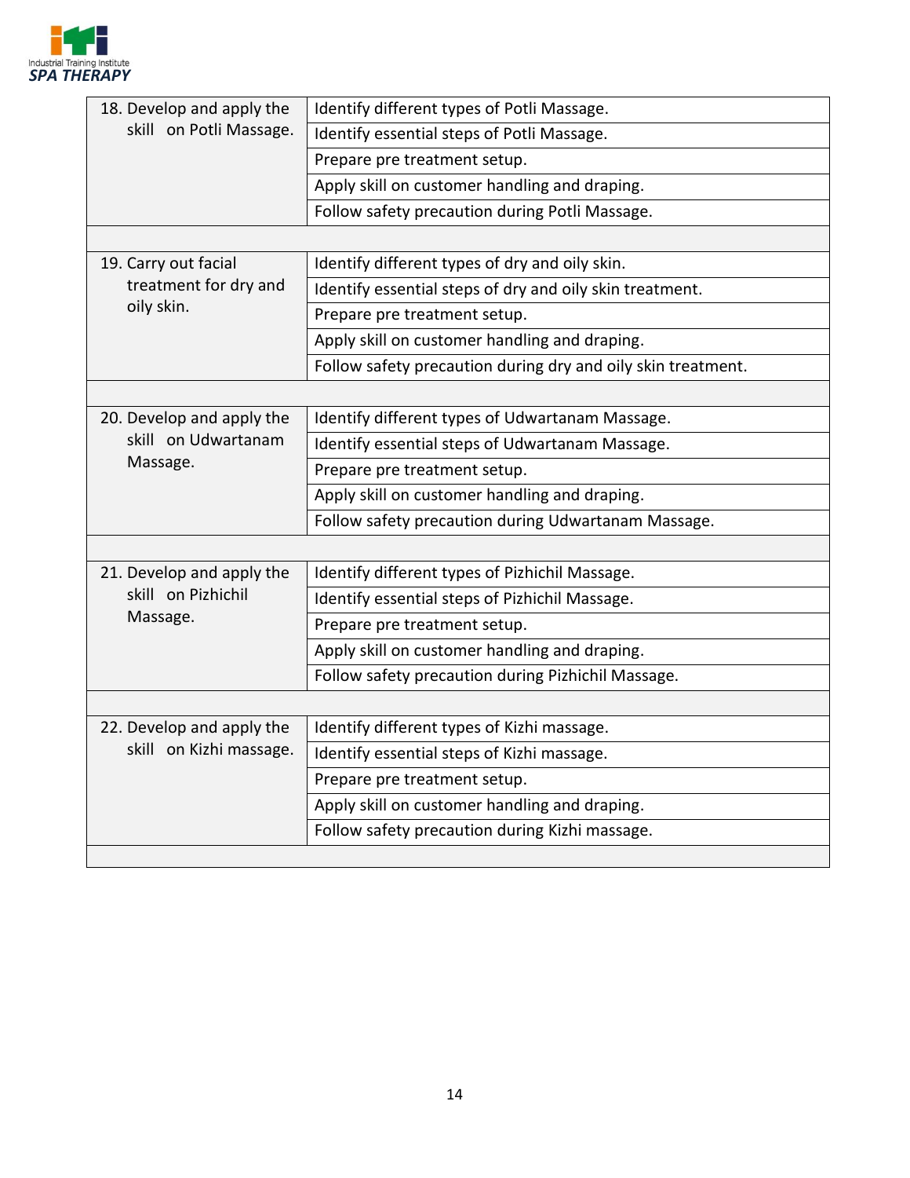| | |
|---|---|
| 18. Develop and apply the skill on Potli Massage. | Identify different types of Potli Massage. |
| | Identify essential steps of Potli Massage. |
| | Prepare pre treatment setup. |
| | Apply skill on customer handling and draping. |
| | Follow safety precaution during Potli Massage. |
| | |
| 19. Carry out facial treatment for dry and oily skin. | Identify different types of dry and oily skin. |
| | Identify essential steps of dry and oily skin treatment. |
| | Prepare pre treatment setup. |
| | Apply skill on customer handling and draping. |
| | Follow safety precaution during dry and oily skin treatment. |
| | |
| 20. Develop and apply the skill on Udwartanam Massage. | Identify different types of Udwartanam Massage. |
| | Identify essential steps of Udwartanam Massage. |
| | Prepare pre treatment setup. |
| | Apply skill on customer handling and draping. |
| | Follow safety precaution during Udwartanam Massage. |
| | |
| 21. Develop and apply the skill on Pizhichil Massage. | Identify different types of Pizhichil Massage. |
| | Identify essential steps of Pizhichil Massage. |
| | Prepare pre treatment setup. |
| | Apply skill on customer handling and draping. |
| | Follow safety precaution during Pizhichil Massage. |
| | |
| 22. Develop and apply the skill on Kizhi massage. | Identify different types of Kizhi massage. |
| | Identify essential steps of Kizhi massage. |
| | Prepare pre treatment setup. |
| | Apply skill on customer handling and draping. |
| | Follow safety precaution during Kizhi massage. |
| | |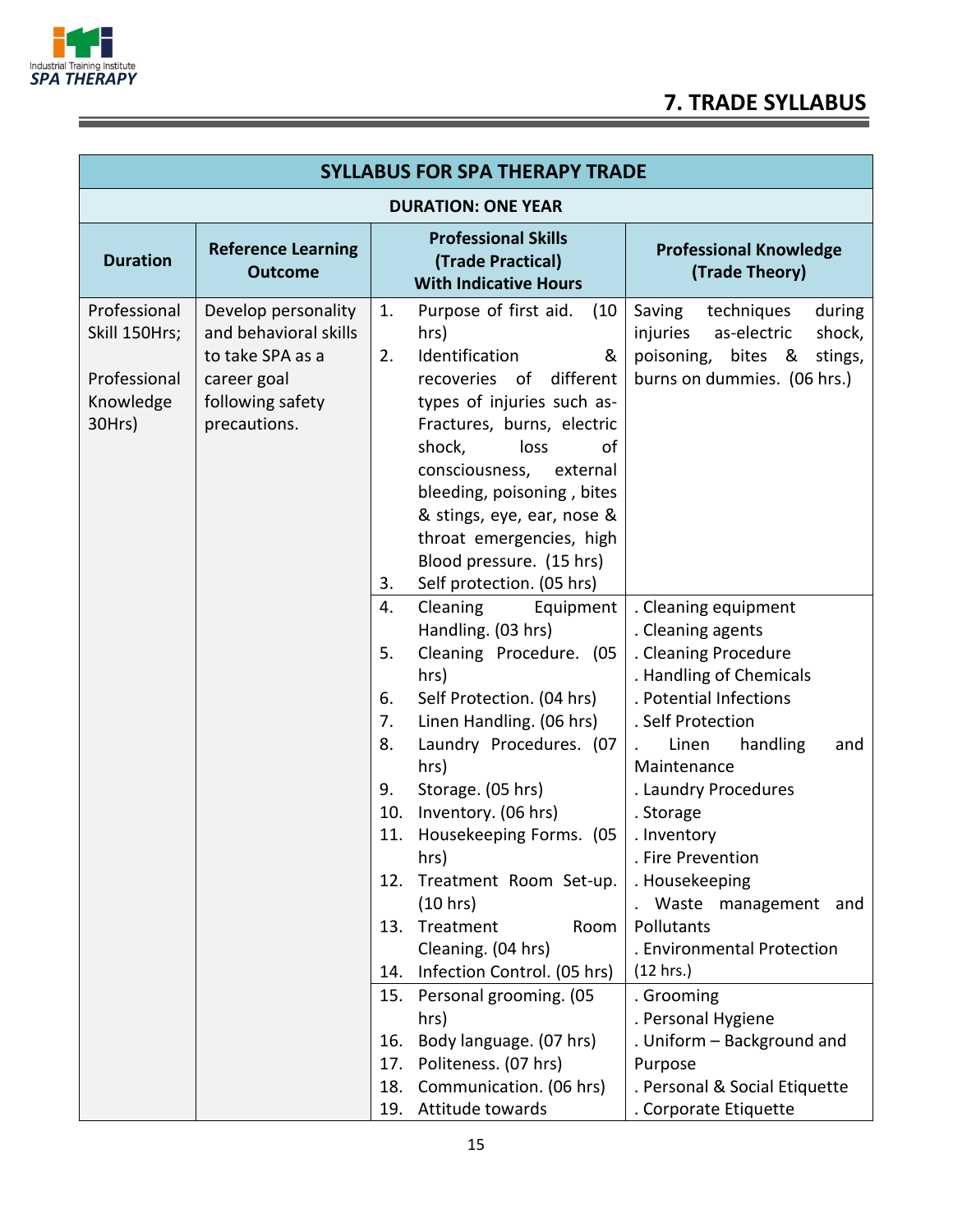## 7. TRADE SYLLABUS

| SYLLABUS FOR SPA THERAPY TRADE | | | |
|---|---|---|---|
| **DURATION: ONE YEAR** | | | |
| **Duration** | **Reference Learning Outcome** | **Professional Skills (Trade Practical) With Indicative Hours** | **Professional Knowledge (Trade Theory)** |
| Professional Skill 150Hrs;<br><br>Professional Knowledge 30Hrs) | Develop personality and behavioral skills to take SPA as a career goal following safety precautions. | 1. Purpose of first aid. (10 hrs)<br>2. Identification & recoveries of different types of injuries such as- Fractures, burns, electric shock, loss of consciousness, external bleeding, poisoning , bites & stings, eye, ear, nose & throat emergencies, high Blood pressure. (15 hrs)<br>3. Self protection. (05 hrs) | Saving techniques during injuries as-electric shock, poisoning, bites & stings, burns on dummies. (06 hrs.) |
| | | 4. Cleaning Equipment Handling. (03 hrs)<br>5. Cleaning Procedure. (05 hrs)<br>6. Self Protection. (04 hrs)<br>7. Linen Handling. (06 hrs)<br>8. Laundry Procedures. (07 hrs)<br>9. Storage. (05 hrs)<br>10. Inventory. (06 hrs)<br>11. Housekeeping Forms. (05 hrs)<br>12. Treatment Room Set-up. (10 hrs)<br>13. Treatment Room Cleaning. (04 hrs)<br>14. Infection Control. (05 hrs) | . Cleaning equipment<br>. Cleaning agents<br>. Cleaning Procedure<br>. Handling of Chemicals<br>. Potential Infections<br>. Self Protection<br>. Linen handling and Maintenance<br>. Laundry Procedures<br>. Storage<br>. Inventory<br>. Fire Prevention<br>. Housekeeping<br>. Waste management and Pollutants<br>. Environmental Protection (12 hrs.) |
| | | 15. Personal grooming. (05 hrs)<br>16. Body language. (07 hrs)<br>17. Politeness. (07 hrs)<br>18. Communication. (06 hrs)<br>19. Attitude towards | . Grooming<br>. Personal Hygiene<br>. Uniform – Background and Purpose<br>. Personal & Social Etiquette<br>. Corporate Etiquette |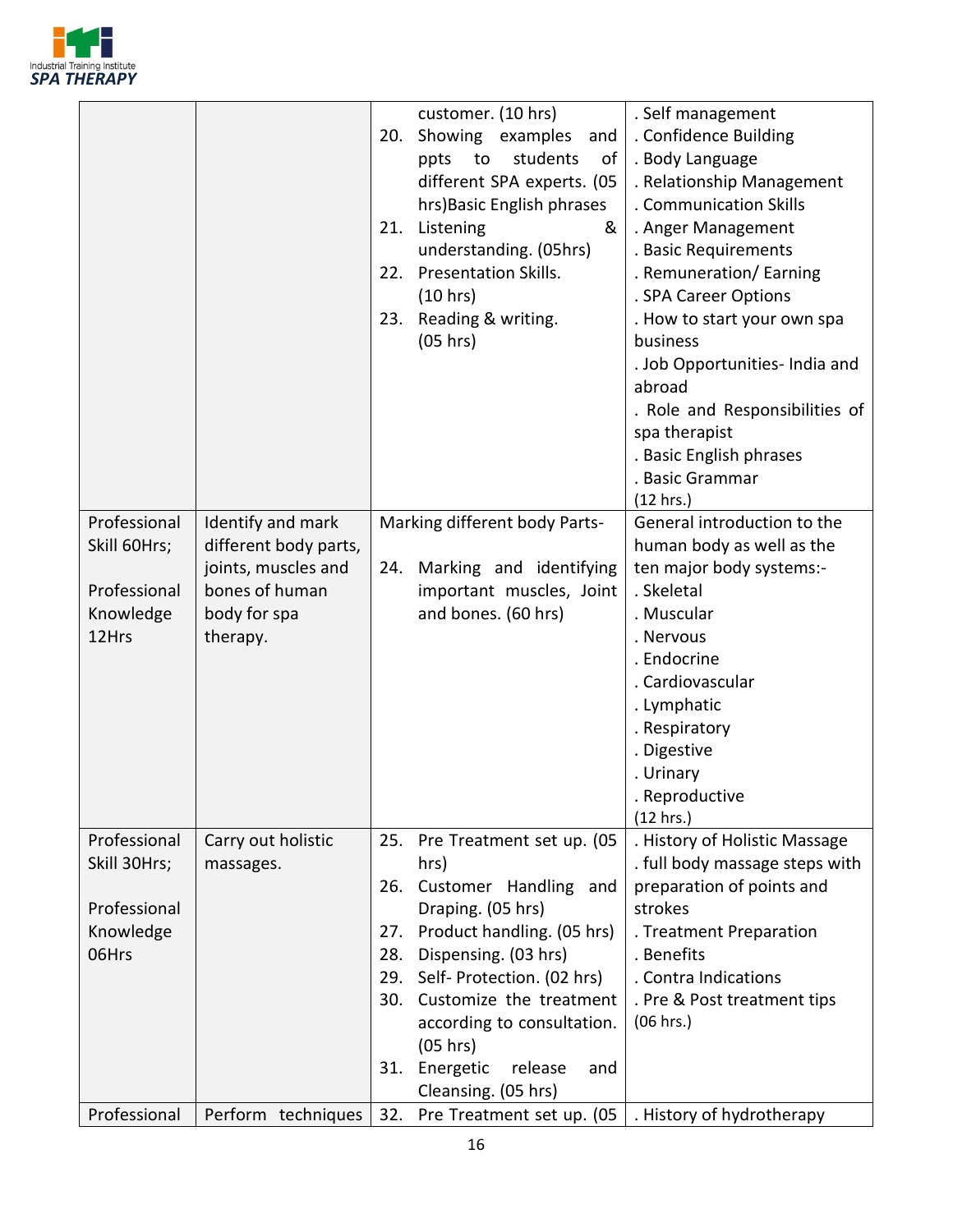| | | | |
|---|---|---|---|
| | | customer. (10 hrs)<br>20. Showing examples and ppts to students of different SPA experts. (05 hrs)Basic English phrases<br>21. Listening & understanding. (05hrs)<br>22. Presentation Skills. (10 hrs)<br>23. Reading & writing. (05 hrs) | . Self management<br>. Confidence Building<br>. Body Language<br>. Relationship Management<br>. Communication Skills<br>. Anger Management<br>. Basic Requirements<br>. Remuneration/ Earning<br>. SPA Career Options<br>. How to start your own spa business<br>. Job Opportunities- India and abroad<br>. Role and Responsibilities of spa therapist<br>. Basic English phrases<br>. Basic Grammar<br>(12 hrs.) |
| Professional Skill 60Hrs;<br><br>Professional Knowledge 12Hrs | Identify and mark different body parts, joints, muscles and bones of human body for spa therapy. | Marking different body Parts-<br><br>24. Marking and identifying important muscles, Joint and bones. (60 hrs) | General introduction to the human body as well as the ten major body systems:-<br>. Skeletal<br>. Muscular<br>. Nervous<br>. Endocrine<br>. Cardiovascular<br>. Lymphatic<br>. Respiratory<br>. Digestive<br>. Urinary<br>. Reproductive<br>(12 hrs.) |
| Professional Skill 30Hrs;<br><br>Professional Knowledge 06Hrs | Carry out holistic massages. | 25. Pre Treatment set up. (05 hrs)<br>26. Customer Handling and Draping. (05 hrs)<br>27. Product handling. (05 hrs)<br>28. Dispensing. (03 hrs)<br>29. Self- Protection. (02 hrs)<br>30. Customize the treatment according to consultation. (05 hrs)<br>31. Energetic release and Cleansing. (05 hrs) | . History of Holistic Massage<br>. full body massage steps with preparation of points and strokes<br>. Treatment Preparation<br>. Benefits<br>. Contra Indications<br>. Pre & Post treatment tips<br>(06 hrs.) |
| Professional | Perform techniques | 32. Pre Treatment set up. (05 | . History of hydrotherapy |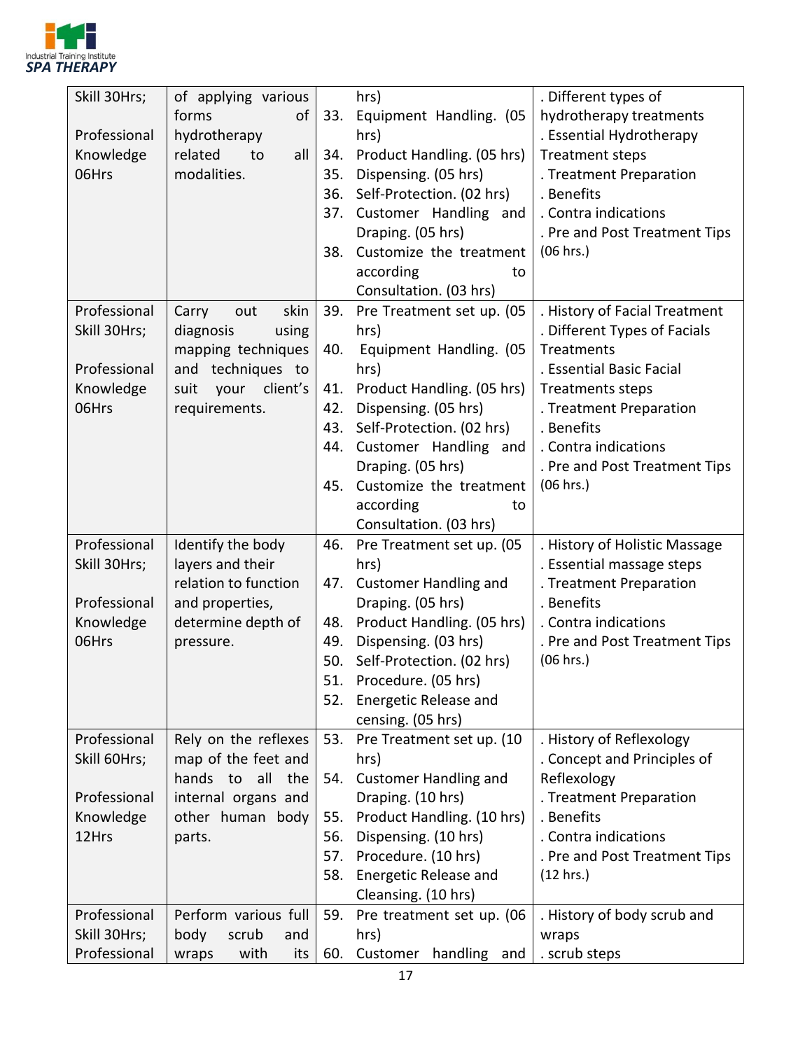| | | | |
|---|---|---|---|
| Skill 30Hrs;<br><br>Professional Knowledge 06Hrs | of applying various forms of hydrotherapy related to all modalities. | hrs)<br>33. Equipment Handling. (05 hrs)<br>34. Product Handling. (05 hrs)<br>35. Dispensing. (05 hrs)<br>36. Self-Protection. (02 hrs)<br>37. Customer Handling and Draping. (05 hrs)<br>38. Customize the treatment according to Consultation. (03 hrs) | . Different types of hydrotherapy treatments<br>. Essential Hydrotherapy Treatment steps<br>. Treatment Preparation<br>. Benefits<br>. Contra indications<br>. Pre and Post Treatment Tips<br>(06 hrs.) |
| Professional Skill 30Hrs;<br><br>Professional Knowledge 06Hrs | Carry out skin diagnosis using mapping techniques and techniques to suit your client's requirements. | 39. Pre Treatment set up. (05 hrs)<br>40. Equipment Handling. (05 hrs)<br>41. Product Handling. (05 hrs)<br>42. Dispensing. (05 hrs)<br>43. Self-Protection. (02 hrs)<br>44. Customer Handling and Draping. (05 hrs)<br>45. Customize the treatment according to Consultation. (03 hrs) | . History of Facial Treatment<br>. Different Types of Facials Treatments<br>. Essential Basic Facial Treatments steps<br>. Treatment Preparation<br>. Benefits<br>. Contra indications<br>. Pre and Post Treatment Tips<br>(06 hrs.) |
| Professional Skill 30Hrs;<br><br>Professional Knowledge 06Hrs | Identify the body layers and their relation to function and properties, determine depth of pressure. | 46. Pre Treatment set up. (05 hrs)<br>47. Customer Handling and Draping. (05 hrs)<br>48. Product Handling. (05 hrs)<br>49. Dispensing. (03 hrs)<br>50. Self-Protection. (02 hrs)<br>51. Procedure. (05 hrs)<br>52. Energetic Release and censing. (05 hrs) | . History of Holistic Massage<br>. Essential massage steps<br>. Treatment Preparation<br>. Benefits<br>. Contra indications<br>. Pre and Post Treatment Tips<br>(06 hrs.) |
| Professional Skill 60Hrs;<br><br>Professional Knowledge 12Hrs | Rely on the reflexes map of the feet and hands to all the internal organs and other human body parts. | 53. Pre Treatment set up. (10 hrs)<br>54. Customer Handling and Draping. (10 hrs)<br>55. Product Handling. (10 hrs)<br>56. Dispensing. (10 hrs)<br>57. Procedure. (10 hrs)<br>58. Energetic Release and Cleansing. (10 hrs) | . History of Reflexology<br>. Concept and Principles of Reflexology<br>. Treatment Preparation<br>. Benefits<br>. Contra indications<br>. Pre and Post Treatment Tips<br>(12 hrs.) |
| Professional Skill 30Hrs;<br>Professional | Perform various full body scrub and wraps with its | 59. Pre treatment set up. (06 hrs)<br>60. Customer handling and | . History of body scrub and wraps<br>. scrub steps |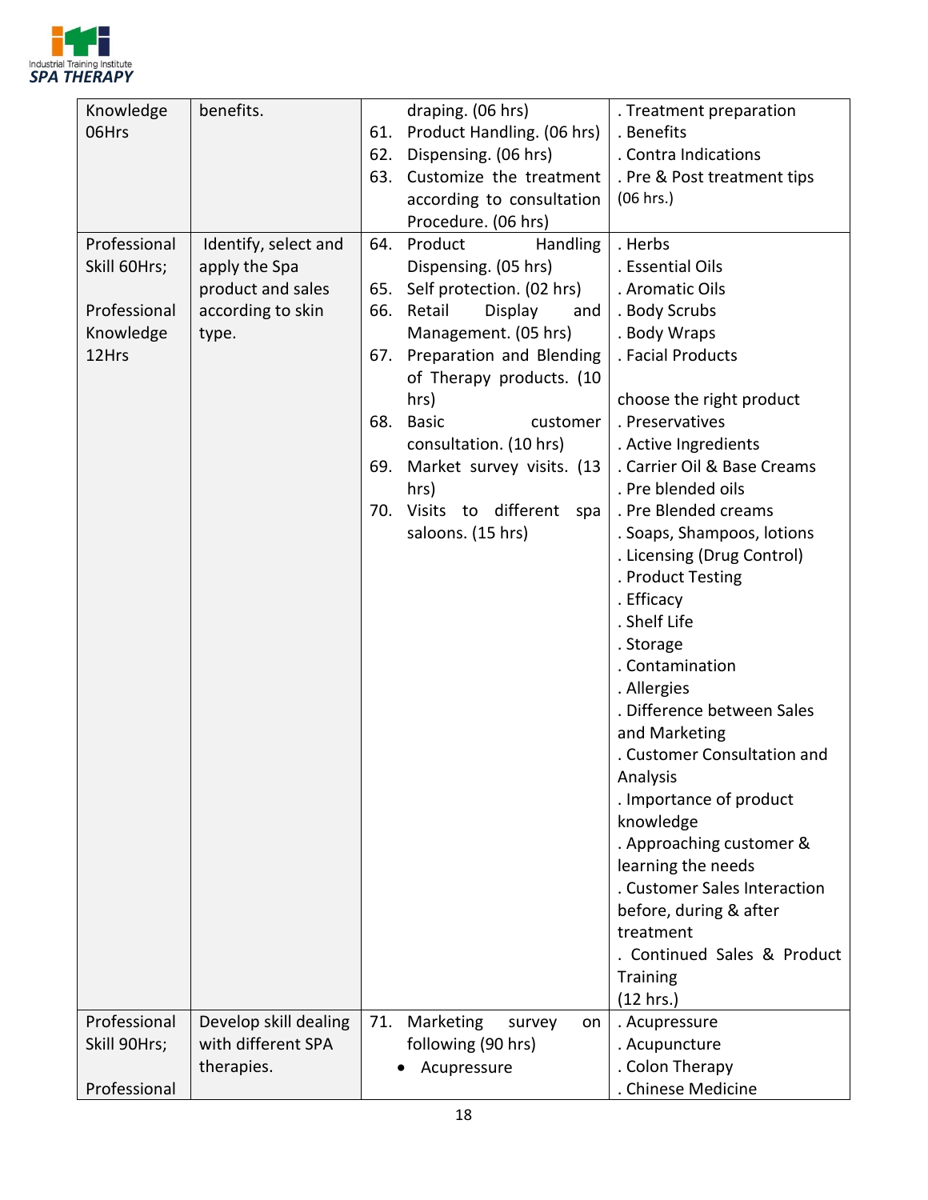| | | | |
|---|---|---|---|
| Knowledge 06Hrs | benefits. | draping. (06 hrs)<br>61. Product Handling. (06 hrs)<br>62. Dispensing. (06 hrs)<br>63. Customize the treatment according to consultation Procedure. (06 hrs) | . Treatment preparation<br>. Benefits<br>. Contra Indications<br>. Pre & Post treatment tips (06 hrs.) |
| Professional Skill 60Hrs;<br><br>Professional Knowledge 12Hrs | Identify, select and apply the Spa product and sales according to skin type. | 64. Product Handling Dispensing. (05 hrs)<br>65. Self protection. (02 hrs)<br>66. Retail Display and Management. (05 hrs)<br>67. Preparation and Blending of Therapy products. (10 hrs)<br>68. Basic customer consultation. (10 hrs)<br>69. Market survey visits. (13 hrs)<br>70. Visits to different spa saloons. (15 hrs) | . Herbs<br>. Essential Oils<br>. Aromatic Oils<br>. Body Scrubs<br>. Body Wraps<br>. Facial Products<br><br>choose the right product<br>. Preservatives<br>. Active Ingredients<br>. Carrier Oil & Base Creams<br>. Pre blended oils<br>. Pre Blended creams<br>. Soaps, Shampoos, lotions<br>. Licensing (Drug Control)<br>. Product Testing<br>. Efficacy<br>. Shelf Life<br>. Storage<br>. Contamination<br>. Allergies<br>. Difference between Sales and Marketing<br>. Customer Consultation and Analysis<br>. Importance of product knowledge<br>. Approaching customer & learning the needs<br>. Customer Sales Interaction before, during & after treatment<br>. Continued Sales & Product Training<br>(12 hrs.) |
| Professional Skill 90Hrs;<br><br>Professional | Develop skill dealing with different SPA therapies. | 71. Marketing survey on following (90 hrs)<br>• Acupressure | . Acupressure<br>. Acupuncture<br>. Colon Therapy<br>. Chinese Medicine |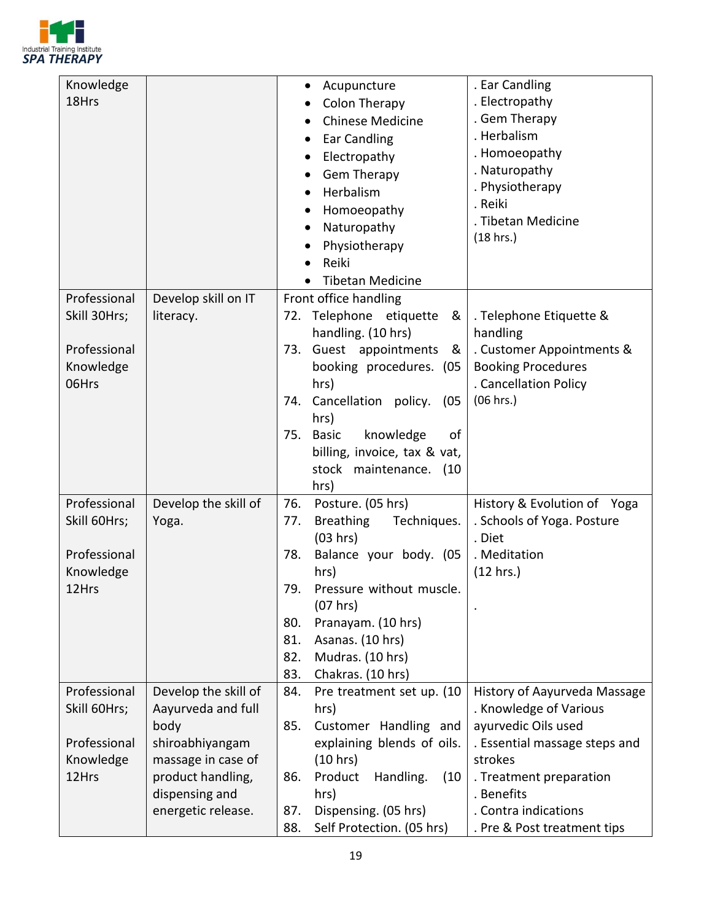| | | | |
|---|---|---|---|
| Knowledge 18Hrs | | • Acupuncture<br>• Colon Therapy<br>• Chinese Medicine<br>• Ear Candling<br>• Electropathy<br>• Gem Therapy<br>• Herbalism<br>• Homoeopathy<br>• Naturopathy<br>• Physiotherapy<br>• Reiki<br>• Tibetan Medicine | . Ear Candling<br>. Electropathy<br>. Gem Therapy<br>. Herbalism<br>. Homoeopathy<br>. Naturopathy<br>. Physiotherapy<br>. Reiki<br>. Tibetan Medicine<br>(18 hrs.) |
| Professional Skill 30Hrs;<br><br>Professional Knowledge 06Hrs | Develop skill on IT literacy. | Front office handling<br>72. Telephone etiquette & handling. (10 hrs)<br>73. Guest appointments & booking procedures. (05 hrs)<br>74. Cancellation policy. (05 hrs)<br>75. Basic knowledge of billing, invoice, tax & vat, stock maintenance. (10 hrs) | . Telephone Etiquette & handling<br>. Customer Appointments & Booking Procedures<br>. Cancellation Policy<br>(06 hrs.) |
| Professional Skill 60Hrs;<br><br>Professional Knowledge 12Hrs | Develop the skill of Yoga. | 76. Posture. (05 hrs)<br>77. Breathing Techniques. (03 hrs)<br>78. Balance your body. (05 hrs)<br>79. Pressure without muscle. (07 hrs)<br>80. Pranayam. (10 hrs)<br>81. Asanas. (10 hrs)<br>82. Mudras. (10 hrs)<br>83. Chakras. (10 hrs) | History & Evolution of Yoga<br>. Schools of Yoga. Posture<br>. Diet<br>. Meditation<br>(12 hrs.)<br><br>. |
| Professional Skill 60Hrs;<br><br>Professional Knowledge 12Hrs | Develop the skill of Aayurveda and full body shiroabhiyangam massage in case of product handling, dispensing and energetic release. | 84. Pre treatment set up. (10 hrs)<br>85. Customer Handling and explaining blends of oils. (10 hrs)<br>86. Product Handling. (10 hrs)<br>87. Dispensing. (05 hrs)<br>88. Self Protection. (05 hrs) | History of Aayurveda Massage<br>. Knowledge of Various ayurvedic Oils used<br>. Essential massage steps and strokes<br>. Treatment preparation<br>. Benefits<br>. Contra indications<br>. Pre & Post treatment tips |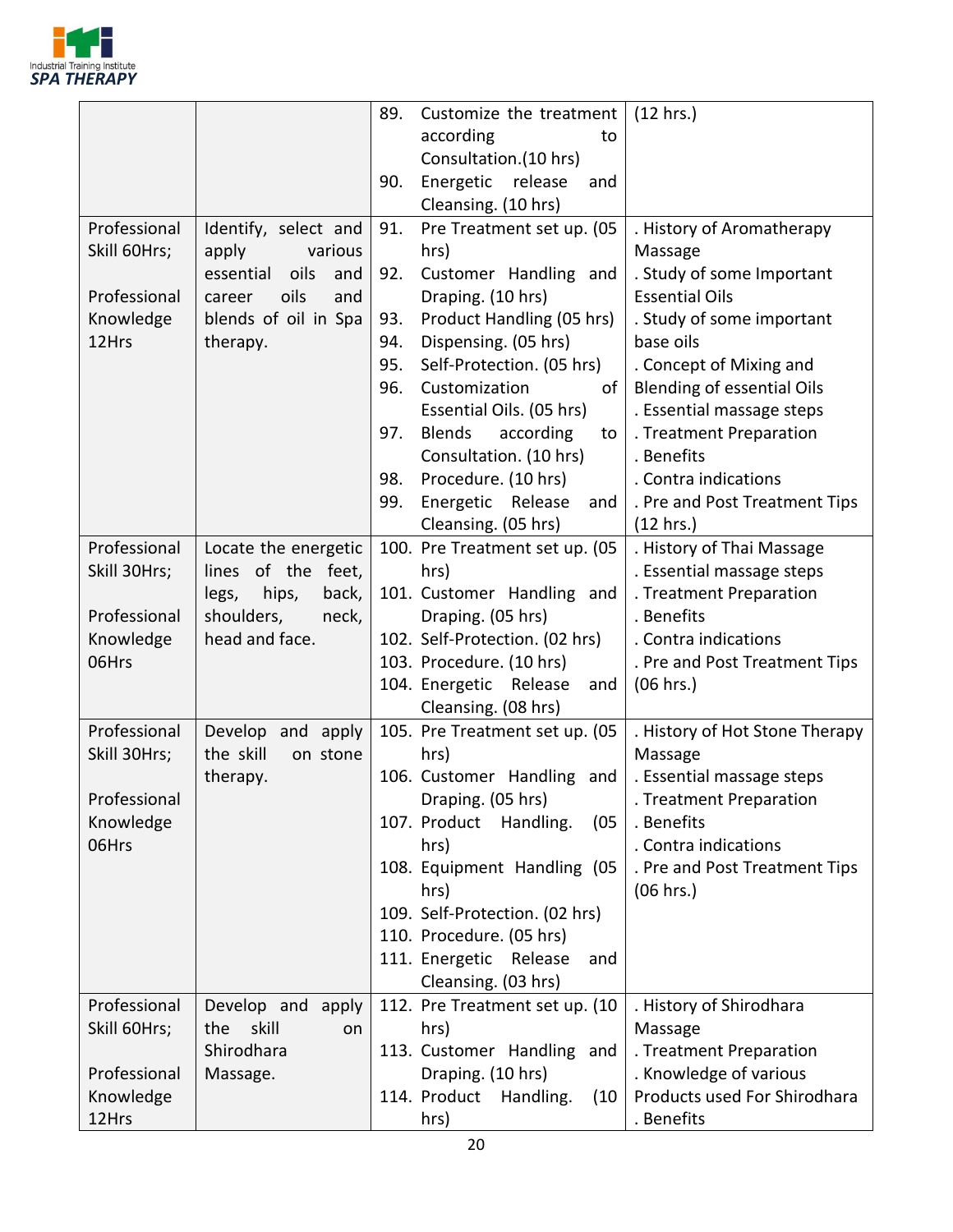| | | | |
|---|---|---|---|
| | | 89. Customize the treatment according to Consultation.(10 hrs)<br>90. Energetic release and Cleansing. (10 hrs) | (12 hrs.) |
| Professional Skill 60Hrs;<br><br>Professional Knowledge 12Hrs | Identify, select and apply various essential oils and career oils and blends of oil in Spa therapy. | 91. Pre Treatment set up. (05 hrs)<br>92. Customer Handling and Draping. (10 hrs)<br>93. Product Handling (05 hrs)<br>94. Dispensing. (05 hrs)<br>95. Self-Protection. (05 hrs)<br>96. Customization of Essential Oils. (05 hrs)<br>97. Blends according to Consultation. (10 hrs)<br>98. Procedure. (10 hrs)<br>99. Energetic Release and Cleansing. (05 hrs) | . History of Aromatherapy Massage<br>. Study of some Important Essential Oils<br>. Study of some important base oils<br>. Concept of Mixing and Blending of essential Oils<br>. Essential massage steps<br>. Treatment Preparation<br>. Benefits<br>. Contra indications<br>. Pre and Post Treatment Tips<br>(12 hrs.) |
| Professional Skill 30Hrs;<br><br>Professional Knowledge 06Hrs | Locate the energetic lines of the feet, legs, hips, back, shoulders, neck, head and face. | 100. Pre Treatment set up. (05 hrs)<br>101. Customer Handling and Draping. (05 hrs)<br>102. Self-Protection. (02 hrs)<br>103. Procedure. (10 hrs)<br>104. Energetic Release and Cleansing. (08 hrs) | . History of Thai Massage<br>. Essential massage steps<br>. Treatment Preparation<br>. Benefits<br>. Contra indications<br>. Pre and Post Treatment Tips<br>(06 hrs.) |
| Professional Skill 30Hrs;<br><br>Professional Knowledge 06Hrs | Develop and apply the skill on stone therapy. | 105. Pre Treatment set up. (05 hrs)<br>106. Customer Handling and Draping. (05 hrs)<br>107. Product Handling. (05 hrs)<br>108. Equipment Handling (05 hrs)<br>109. Self-Protection. (02 hrs)<br>110. Procedure. (05 hrs)<br>111. Energetic Release and Cleansing. (03 hrs) | . History of Hot Stone Therapy Massage<br>. Essential massage steps<br>. Treatment Preparation<br>. Benefits<br>. Contra indications<br>. Pre and Post Treatment Tips<br>(06 hrs.) |
| Professional Skill 60Hrs;<br><br>Professional Knowledge 12Hrs | Develop and apply the skill on Shirodhara Massage. | 112. Pre Treatment set up. (10 hrs)<br>113. Customer Handling and Draping. (10 hrs)<br>114. Product Handling. (10 hrs) | . History of Shirodhara Massage<br>. Treatment Preparation<br>. Knowledge of various Products used For Shirodhara<br>. Benefits |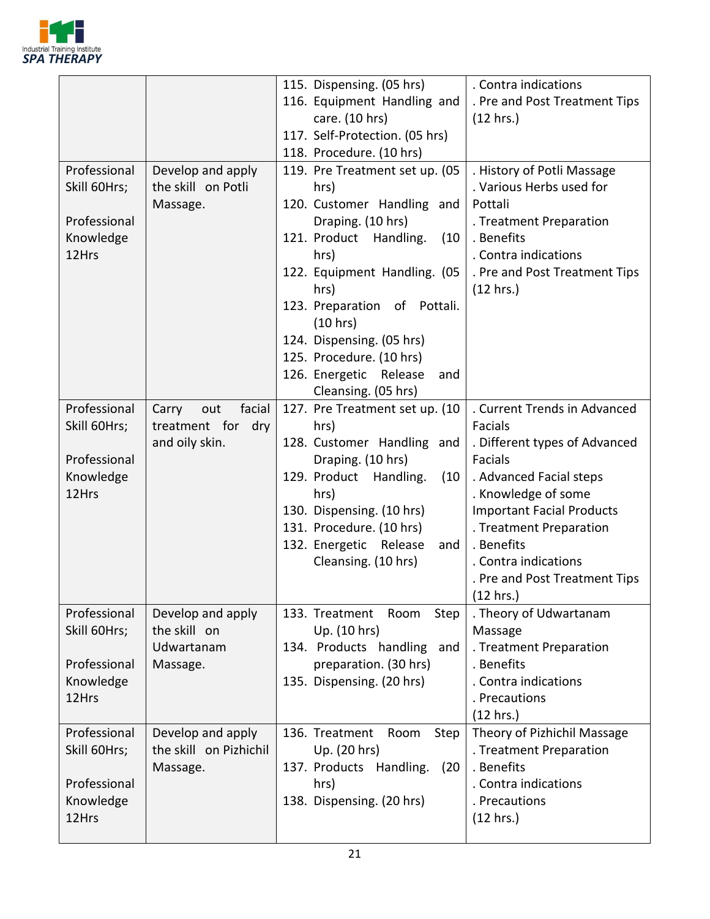| | | | |
|---|---|---|---|
| | | 115. Dispensing. (05 hrs)<br>116. Equipment Handling and care. (10 hrs)<br>117. Self-Protection. (05 hrs)<br>118. Procedure. (10 hrs) | . Contra indications<br>. Pre and Post Treatment Tips<br>(12 hrs.) |
| Professional Skill 60Hrs;<br><br>Professional Knowledge 12Hrs | Develop and apply the skill on Potli Massage. | 119. Pre Treatment set up. (05 hrs)<br>120. Customer Handling and Draping. (10 hrs)<br>121. Product Handling. (10 hrs)<br>122. Equipment Handling. (05 hrs)<br>123. Preparation of Pottali. (10 hrs)<br>124. Dispensing. (05 hrs)<br>125. Procedure. (10 hrs)<br>126. Energetic Release and Cleansing. (05 hrs) | . History of Potli Massage<br>. Various Herbs used for Pottali<br>. Treatment Preparation<br>. Benefits<br>. Contra indications<br>. Pre and Post Treatment Tips<br>(12 hrs.) |
| Professional Skill 60Hrs;<br><br>Professional Knowledge 12Hrs | Carry out facial treatment for dry and oily skin. | 127. Pre Treatment set up. (10 hrs)<br>128. Customer Handling and Draping. (10 hrs)<br>129. Product Handling. (10 hrs)<br>130. Dispensing. (10 hrs)<br>131. Procedure. (10 hrs)<br>132. Energetic Release and Cleansing. (10 hrs) | . Current Trends in Advanced Facials<br>. Different types of Advanced Facials<br>. Advanced Facial steps<br>. Knowledge of some Important Facial Products<br>. Treatment Preparation<br>. Benefits<br>. Contra indications<br>. Pre and Post Treatment Tips<br>(12 hrs.) |
| Professional Skill 60Hrs;<br><br>Professional Knowledge 12Hrs | Develop and apply the skill on Udwartanam Massage. | 133. Treatment Room Step Up. (10 hrs)<br>134. Products handling and preparation. (30 hrs)<br>135. Dispensing. (20 hrs) | . Theory of Udwartanam Massage<br>. Treatment Preparation<br>. Benefits<br>. Contra indications<br>. Precautions<br>(12 hrs.) |
| Professional Skill 60Hrs;<br><br>Professional Knowledge 12Hrs | Develop and apply the skill on Pizhichil Massage. | 136. Treatment Room Step Up. (20 hrs)<br>137. Products Handling. (20 hrs)<br>138. Dispensing. (20 hrs) | Theory of Pizhichil Massage<br>. Treatment Preparation<br>. Benefits<br>. Contra indications<br>. Precautions<br>(12 hrs.) |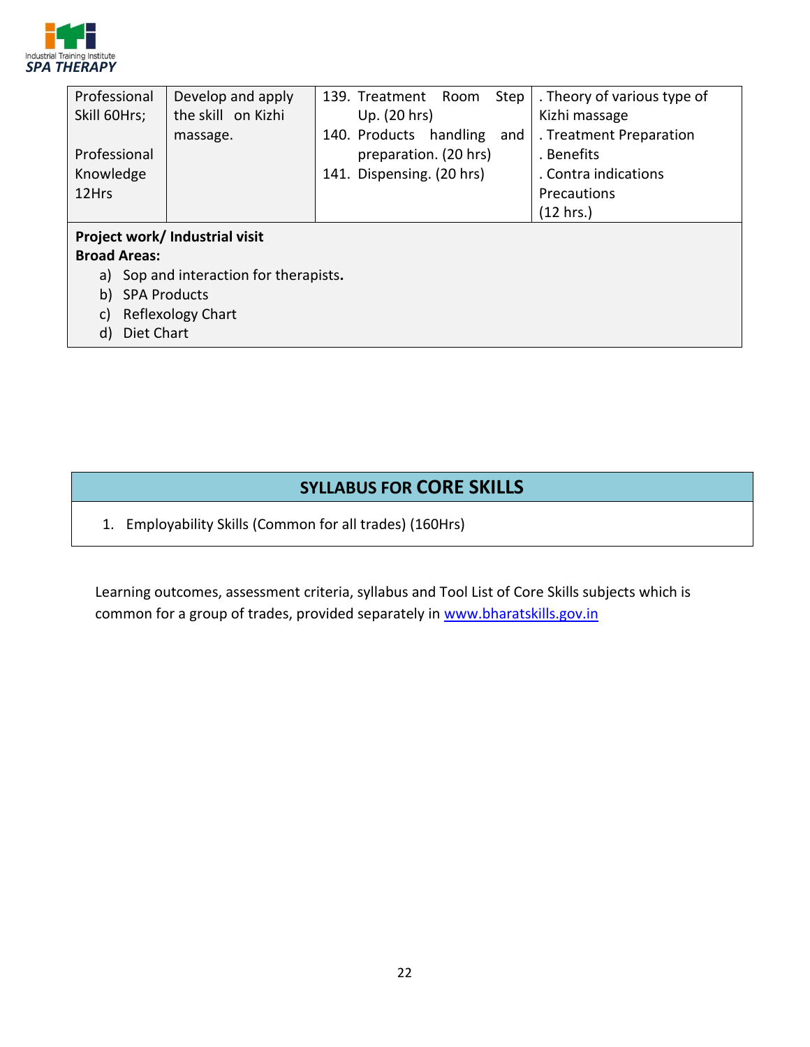| Professional Skill 60Hrs;<br><br>Professional Knowledge 12Hrs | Develop and apply the skill on Kizhi massage. | 139. Treatment Room Step Up. (20 hrs)<br>140. Products handling and preparation. (20 hrs)<br>141. Dispensing. (20 hrs) | . Theory of various type of Kizhi massage<br>. Treatment Preparation<br>. Benefits<br>. Contra indications Precautions<br>(12 hrs.) |
|---|---|---|---|

**Project work/ Industrial visit**

**Broad Areas:**

a) Sop and interaction for therapists.
b) SPA Products
c) Reflexology Chart
d) Diet Chart

## SYLLABUS FOR CORE SKILLS

1. Employability Skills (Common for all trades) (160Hrs)

Learning outcomes, assessment criteria, syllabus and Tool List of Core Skills subjects which is common for a group of trades, provided separately in www.bharatskills.gov.in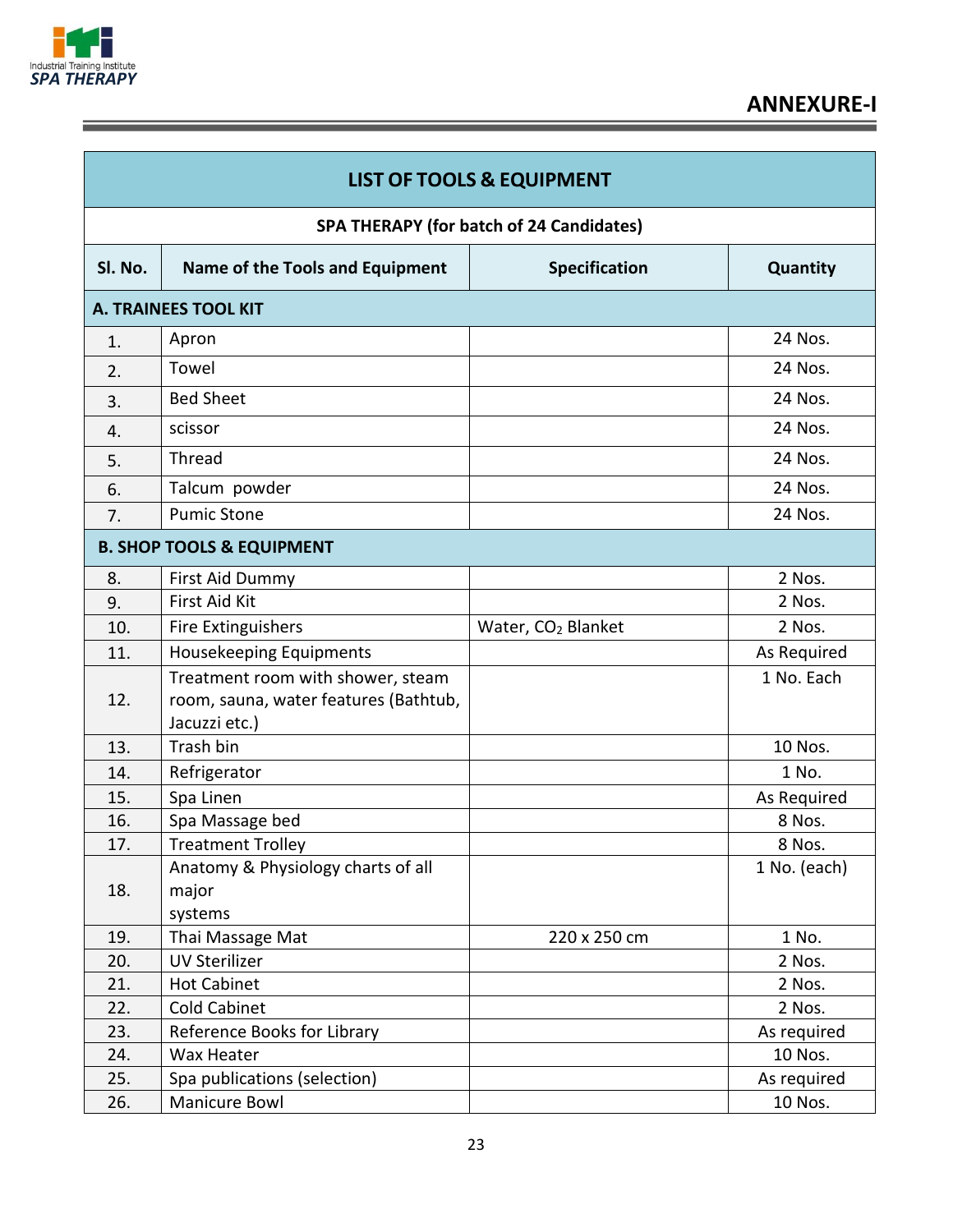## ANNEXURE-I

| LIST OF TOOLS & EQUIPMENT | | | |
|---|---|---|---|
| **SPA THERAPY (for batch of 24 Candidates)** | | | |
| **Sl. No.** | **Name of the Tools and Equipment** | **Specification** | **Quantity** |
| **A. TRAINEES TOOL KIT** | | | |
| 1. | Apron | | 24 Nos. |
| 2. | Towel | | 24 Nos. |
| 3. | Bed Sheet | | 24 Nos. |
| 4. | scissor | | 24 Nos. |
| 5. | Thread | | 24 Nos. |
| 6. | Talcum powder | | 24 Nos. |
| 7. | Pumic Stone | | 24 Nos. |
| **B. SHOP TOOLS & EQUIPMENT** | | | |
| 8. | First Aid Dummy | | 2 Nos. |
| 9. | First Aid Kit | | 2 Nos. |
| 10. | Fire Extinguishers | Water, $CO_2$ Blanket | 2 Nos. |
| 11. | Housekeeping Equipments | | As Required |
| 12. | Treatment room with shower, steam room, sauna, water features (Bathtub, Jacuzzi etc.) | | 1 No. Each |
| 13. | Trash bin | | 10 Nos. |
| 14. | Refrigerator | | 1 No. |
| 15. | Spa Linen | | As Required |
| 16. | Spa Massage bed | | 8 Nos. |
| 17. | Treatment Trolley | | 8 Nos. |
| 18. | Anatomy & Physiology charts of all major systems | | 1 No. (each) |
| 19. | Thai Massage Mat | 220 x 250 cm | 1 No. |
| 20. | UV Sterilizer | | 2 Nos. |
| 21. | Hot Cabinet | | 2 Nos. |
| 22. | Cold Cabinet | | 2 Nos. |
| 23. | Reference Books for Library | | As required |
| 24. | Wax Heater | | 10 Nos. |
| 25. | Spa publications (selection) | | As required |
| 26. | Manicure Bowl | | 10 Nos. |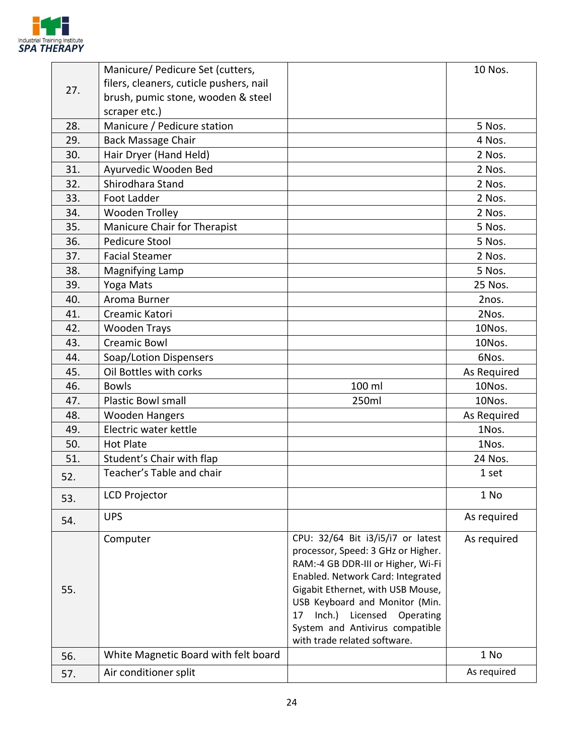| | | | |
|---|---|---|---|
| 27. | Manicure/ Pedicure Set (cutters, filers, cleaners, cuticle pushers, nail brush, pumic stone, wooden & steel scraper etc.) | | 10 Nos. |
| 28. | Manicure / Pedicure station | | 5 Nos. |
| 29. | Back Massage Chair | | 4 Nos. |
| 30. | Hair Dryer (Hand Held) | | 2 Nos. |
| 31. | Ayurvedic Wooden Bed | | 2 Nos. |
| 32. | Shirodhara Stand | | 2 Nos. |
| 33. | Foot Ladder | | 2 Nos. |
| 34. | Wooden Trolley | | 2 Nos. |
| 35. | Manicure Chair for Therapist | | 5 Nos. |
| 36. | Pedicure Stool | | 5 Nos. |
| 37. | Facial Steamer | | 2 Nos. |
| 38. | Magnifying Lamp | | 5 Nos. |
| 39. | Yoga Mats | | 25 Nos. |
| 40. | Aroma Burner | | 2nos. |
| 41. | Creamic Katori | | 2Nos. |
| 42. | Wooden Trays | | 10Nos. |
| 43. | Creamic Bowl | | 10Nos. |
| 44. | Soap/Lotion Dispensers | | 6Nos. |
| 45. | Oil Bottles with corks | | As Required |
| 46. | Bowls | 100 ml | 10Nos. |
| 47. | Plastic Bowl small | 250ml | 10Nos. |
| 48. | Wooden Hangers | | As Required |
| 49. | Electric water kettle | | 1Nos. |
| 50. | Hot Plate | | 1Nos. |
| 51. | Student's Chair with flap | | 24 Nos. |
| 52. | Teacher's Table and chair | | 1 set |
| 53. | LCD Projector | | 1 No |
| 54. | UPS | | As required |
| 55. | Computer | CPU: 32/64 Bit i3/i5/i7 or latest processor, Speed: 3 GHz or Higher. RAM:-4 GB DDR-III or Higher, Wi-Fi Enabled. Network Card: Integrated Gigabit Ethernet, with USB Mouse, USB Keyboard and Monitor (Min. 17 Inch.) Licensed Operating System and Antivirus compatible with trade related software. | As required |
| 56. | White Magnetic Board with felt board | | 1 No |
| 57. | Air conditioner split | | As required |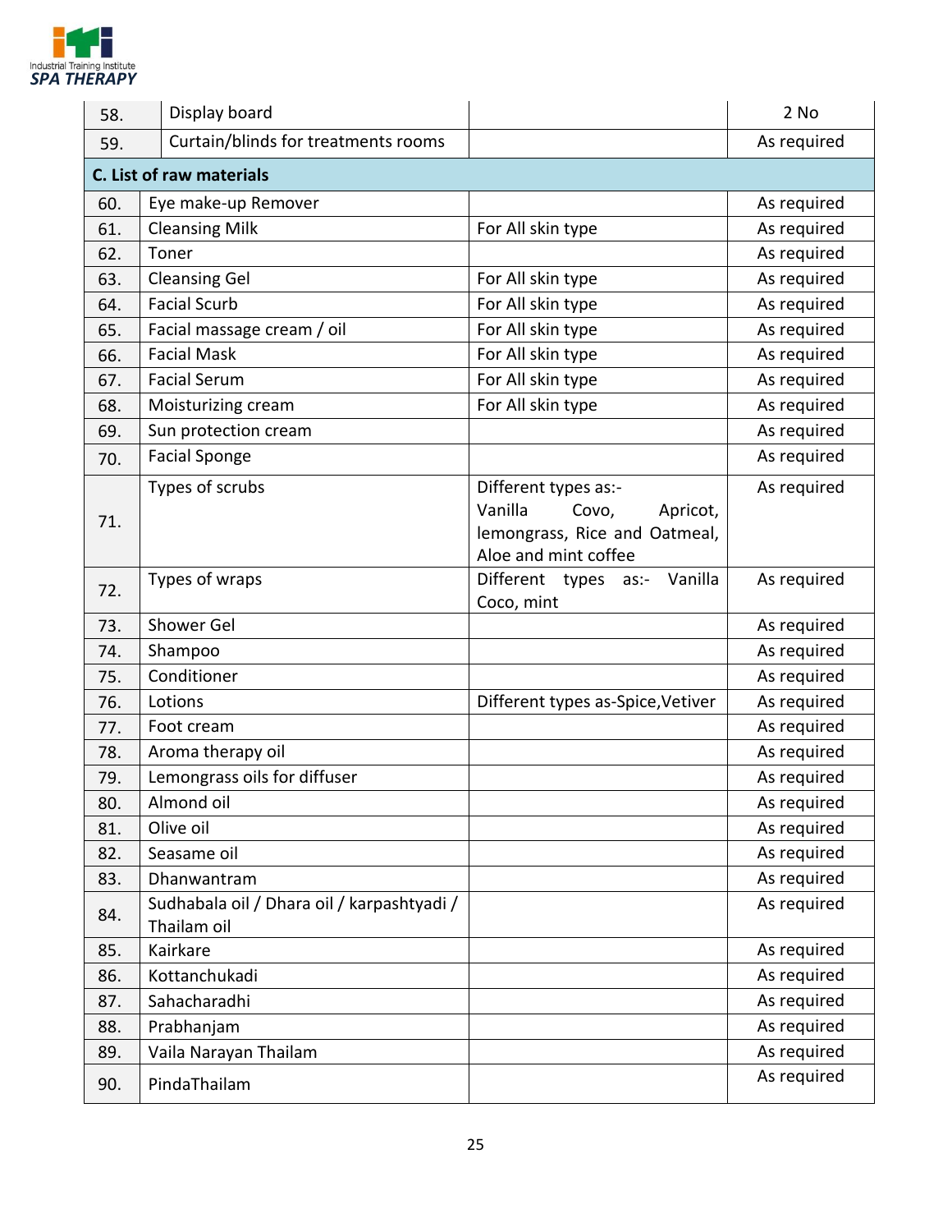| 58. | Display board | | 2 No |
|---|---|---|---|
| 59. | Curtain/blinds for treatments rooms | | As required |
| **C. List of raw materials** | | | |
| 60. | Eye make-up Remover | | As required |
| 61. | Cleansing Milk | For All skin type | As required |
| 62. | Toner | | As required |
| 63. | Cleansing Gel | For All skin type | As required |
| 64. | Facial Scurb | For All skin type | As required |
| 65. | Facial massage cream / oil | For All skin type | As required |
| 66. | Facial Mask | For All skin type | As required |
| 67. | Facial Serum | For All skin type | As required |
| 68. | Moisturizing cream | For All skin type | As required |
| 69. | Sun protection cream | | As required |
| 70. | Facial Sponge | | As required |
| 71. | Types of scrubs | Different types as:- Vanilla Covo, Apricot, lemongrass, Rice and Oatmeal, Aloe and mint coffee | As required |
| 72. | Types of wraps | Different types as:- Vanilla Coco, mint | As required |
| 73. | Shower Gel | | As required |
| 74. | Shampoo | | As required |
| 75. | Conditioner | | As required |
| 76. | Lotions | Different types as-Spice,Vetiver | As required |
| 77. | Foot cream | | As required |
| 78. | Aroma therapy oil | | As required |
| 79. | Lemongrass oils for diffuser | | As required |
| 80. | Almond oil | | As required |
| 81. | Olive oil | | As required |
| 82. | Seasame oil | | As required |
| 83. | Dhanwantram | | As required |
| 84. | Sudhabala oil / Dhara oil / karpashtyadi / Thailam oil | | As required |
| 85. | Kairkare | | As required |
| 86. | Kottanchukadi | | As required |
| 87. | Sahacharadhi | | As required |
| 88. | Prabhanjam | | As required |
| 89. | Vaila Narayan Thailam | | As required |
| 90. | PindaThailam | | As required |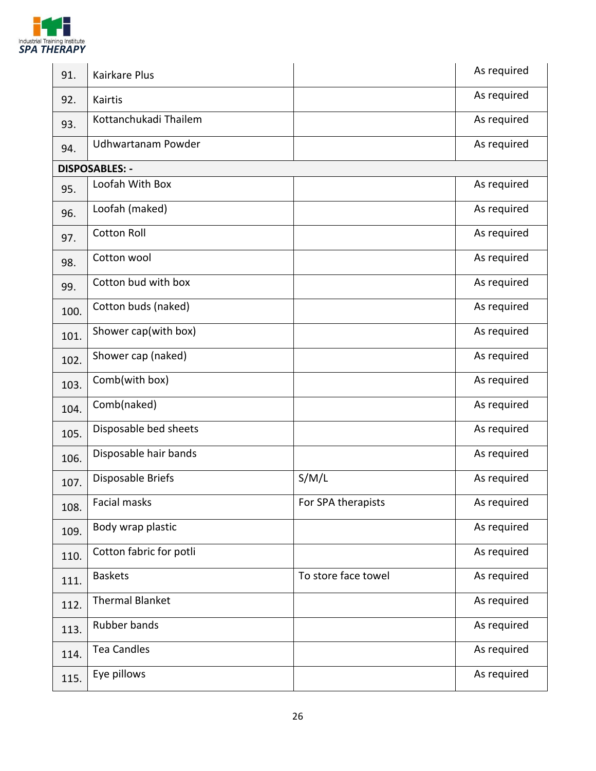| | | | |
|---|---|---|---|
| 91. | Kairkare Plus | | As required |
| 92. | Kairtis | | As required |
| 93. | Kottanchukadi Thailem | | As required |
| 94. | Udhwartanam Powder | | As required |
| **DISPOSABLES: -** | | | |
| 95. | Loofah With Box | | As required |
| 96. | Loofah (maked) | | As required |
| 97. | Cotton Roll | | As required |
| 98. | Cotton wool | | As required |
| 99. | Cotton bud with box | | As required |
| 100. | Cotton buds (naked) | | As required |
| 101. | Shower cap(with box) | | As required |
| 102. | Shower cap (naked) | | As required |
| 103. | Comb(with box) | | As required |
| 104. | Comb(naked) | | As required |
| 105. | Disposable bed sheets | | As required |
| 106. | Disposable hair bands | | As required |
| 107. | Disposable Briefs | S/M/L | As required |
| 108. | Facial masks | For SPA therapists | As required |
| 109. | Body wrap plastic | | As required |
| 110. | Cotton fabric for potli | | As required |
| 111. | Baskets | To store face towel | As required |
| 112. | Thermal Blanket | | As required |
| 113. | Rubber bands | | As required |
| 114. | Tea Candles | | As required |
| 115. | Eye pillows | | As required |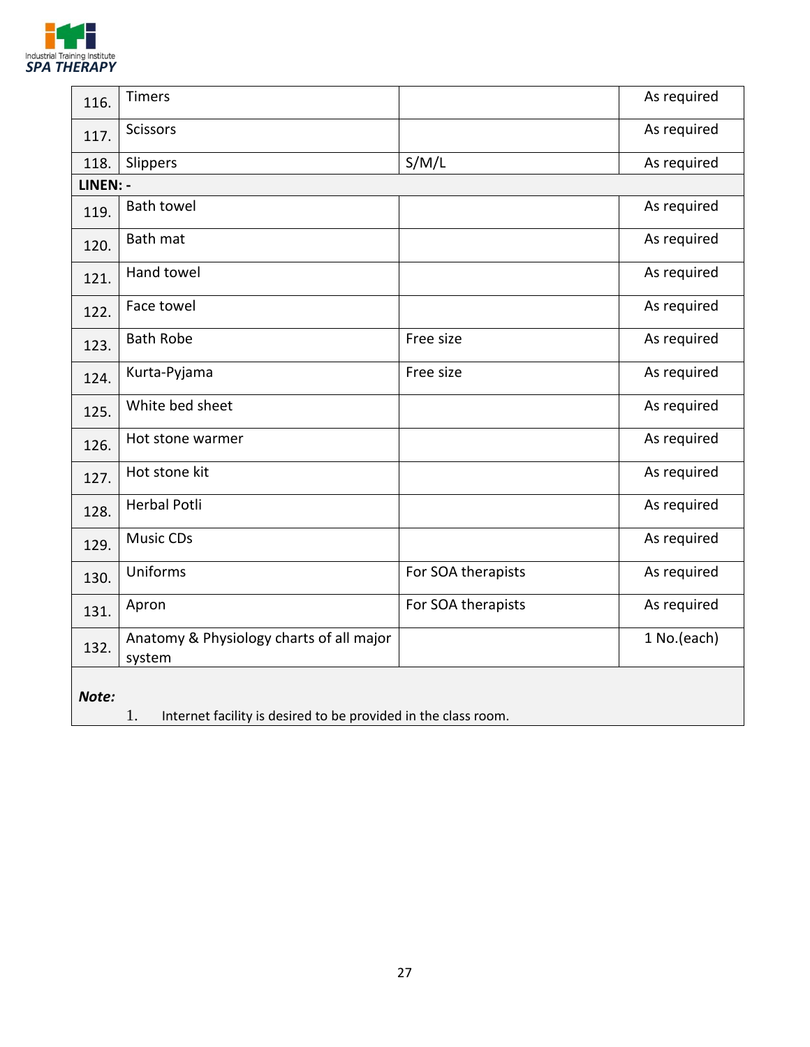| | | | |
|---|---|---|---|
| 116. | Timers | | As required |
| 117. | Scissors | | As required |
| 118. | Slippers | S/M/L | As required |
| **LINEN: -** | | | |
| 119. | Bath towel | | As required |
| 120. | Bath mat | | As required |
| 121. | Hand towel | | As required |
| 122. | Face towel | | As required |
| 123. | Bath Robe | Free size | As required |
| 124. | Kurta-Pyjama | Free size | As required |
| 125. | White bed sheet | | As required |
| 126. | Hot stone warmer | | As required |
| 127. | Hot stone kit | | As required |
| 128. | Herbal Potli | | As required |
| 129. | Music CDs | | As required |
| 130. | Uniforms | For SOA therapists | As required |
| 131. | Apron | For SOA therapists | As required |
| 132. | Anatomy & Physiology charts of all major system | | 1 No.(each) |

***Note:***

1. Internet facility is desired to be provided in the class room.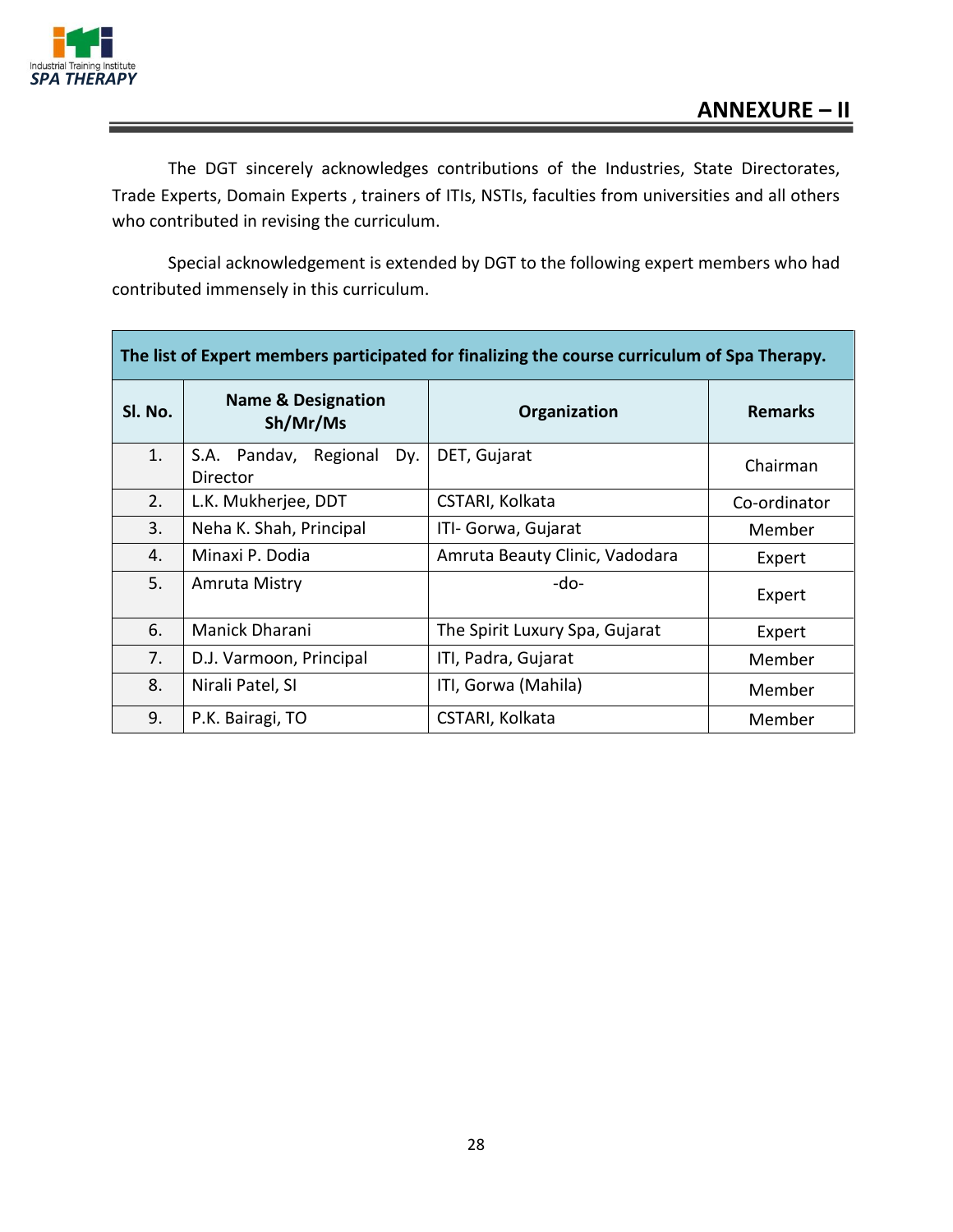## ANNEXURE – II

The DGT sincerely acknowledges contributions of the Industries, State Directorates, Trade Experts, Domain Experts , trainers of ITIs, NSTIs, faculties from universities and all others who contributed in revising the curriculum.

Special acknowledgement is extended by DGT to the following expert members who had contributed immensely in this curriculum.

| The list of Expert members participated for finalizing the course curriculum of Spa Therapy. | | | |
|---|---|---|---|
| **Sl. No.** | **Name & Designation Sh/Mr/Ms** | **Organization** | **Remarks** |
| 1. | S.A. Pandav, Regional Dy. Director | DET, Gujarat | Chairman |
| 2. | L.K. Mukherjee, DDT | CSTARI, Kolkata | Co-ordinator |
| 3. | Neha K. Shah, Principal | ITI- Gorwa, Gujarat | Member |
| 4. | Minaxi P. Dodia | Amruta Beauty Clinic, Vadodara | Expert |
| 5. | Amruta Mistry | -do- | Expert |
| 6. | Manick Dharani | The Spirit Luxury Spa, Gujarat | Expert |
| 7. | D.J. Varmoon, Principal | ITI, Padra, Gujarat | Member |
| 8. | Nirali Patel, SI | ITI, Gorwa (Mahila) | Member |
| 9. | P.K. Bairagi, TO | CSTARI, Kolkata | Member |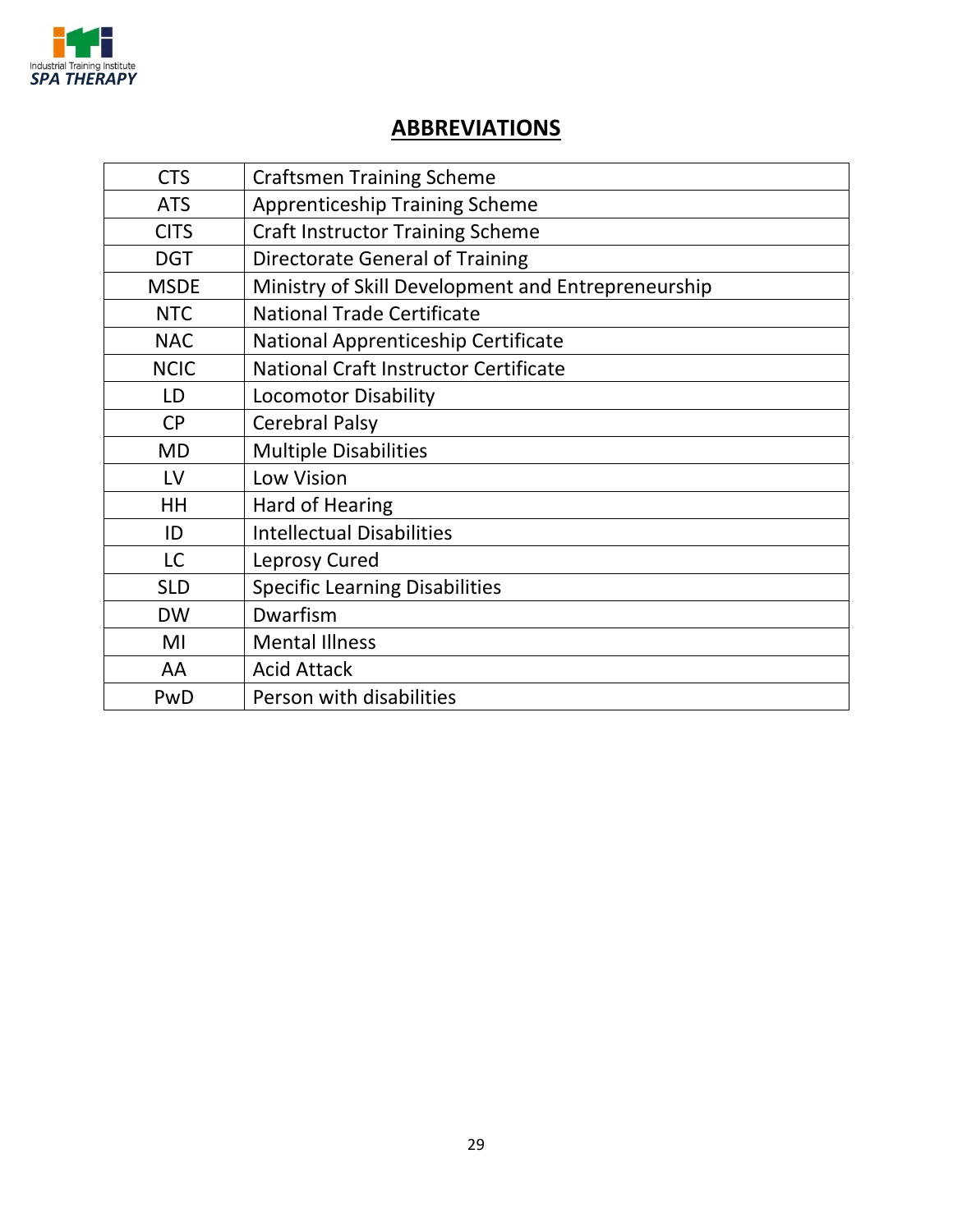## ABBREVIATIONS

| | |
|---|---|
| CTS | Craftsmen Training Scheme |
| ATS | Apprenticeship Training Scheme |
| CITS | Craft Instructor Training Scheme |
| DGT | Directorate General of Training |
| MSDE | Ministry of Skill Development and Entrepreneurship |
| NTC | National Trade Certificate |
| NAC | National Apprenticeship Certificate |
| NCIC | National Craft Instructor Certificate |
| LD | Locomotor Disability |
| CP | Cerebral Palsy |
| MD | Multiple Disabilities |
| LV | Low Vision |
| HH | Hard of Hearing |
| ID | Intellectual Disabilities |
| LC | Leprosy Cured |
| SLD | Specific Learning Disabilities |
| DW | Dwarfism |
| MI | Mental Illness |
| AA | Acid Attack |
| PwD | Person with disabilities |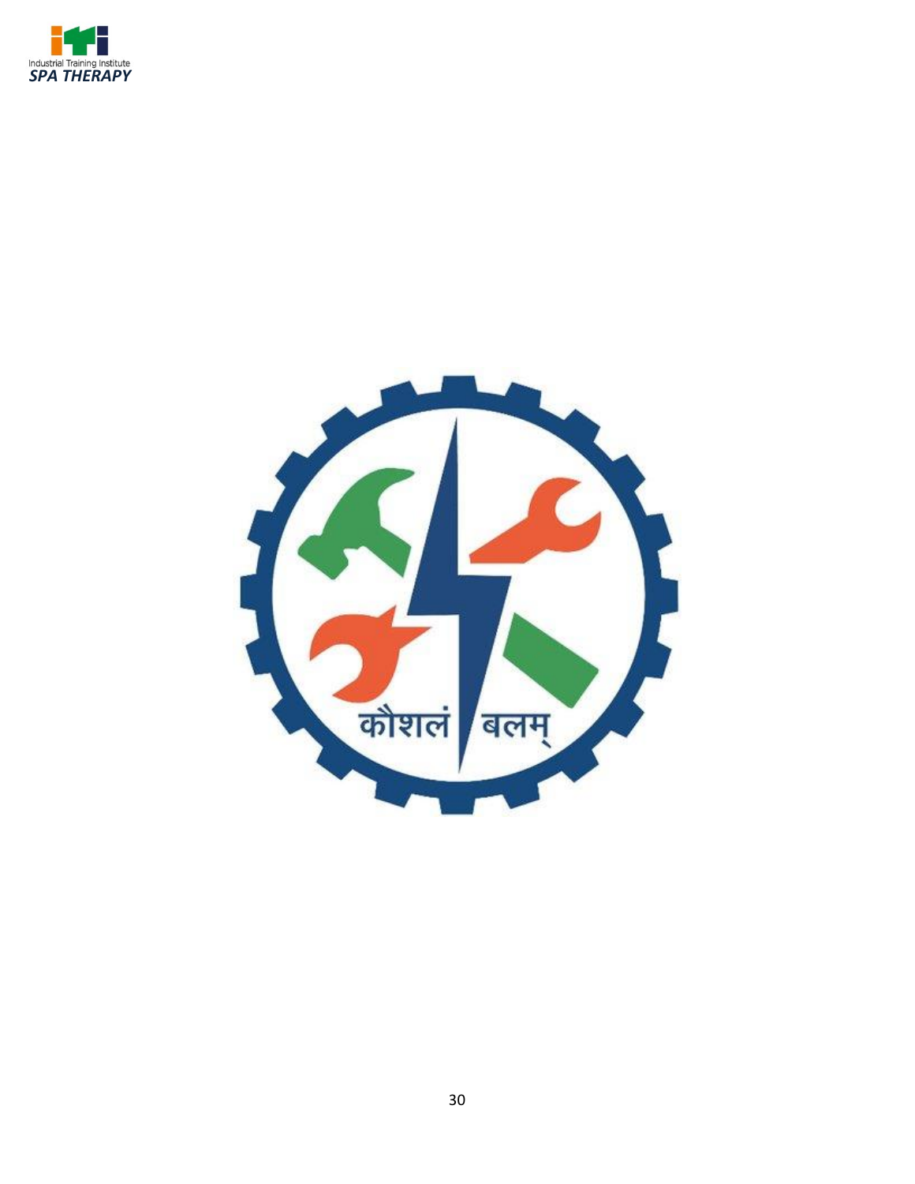कौशलं बलम्